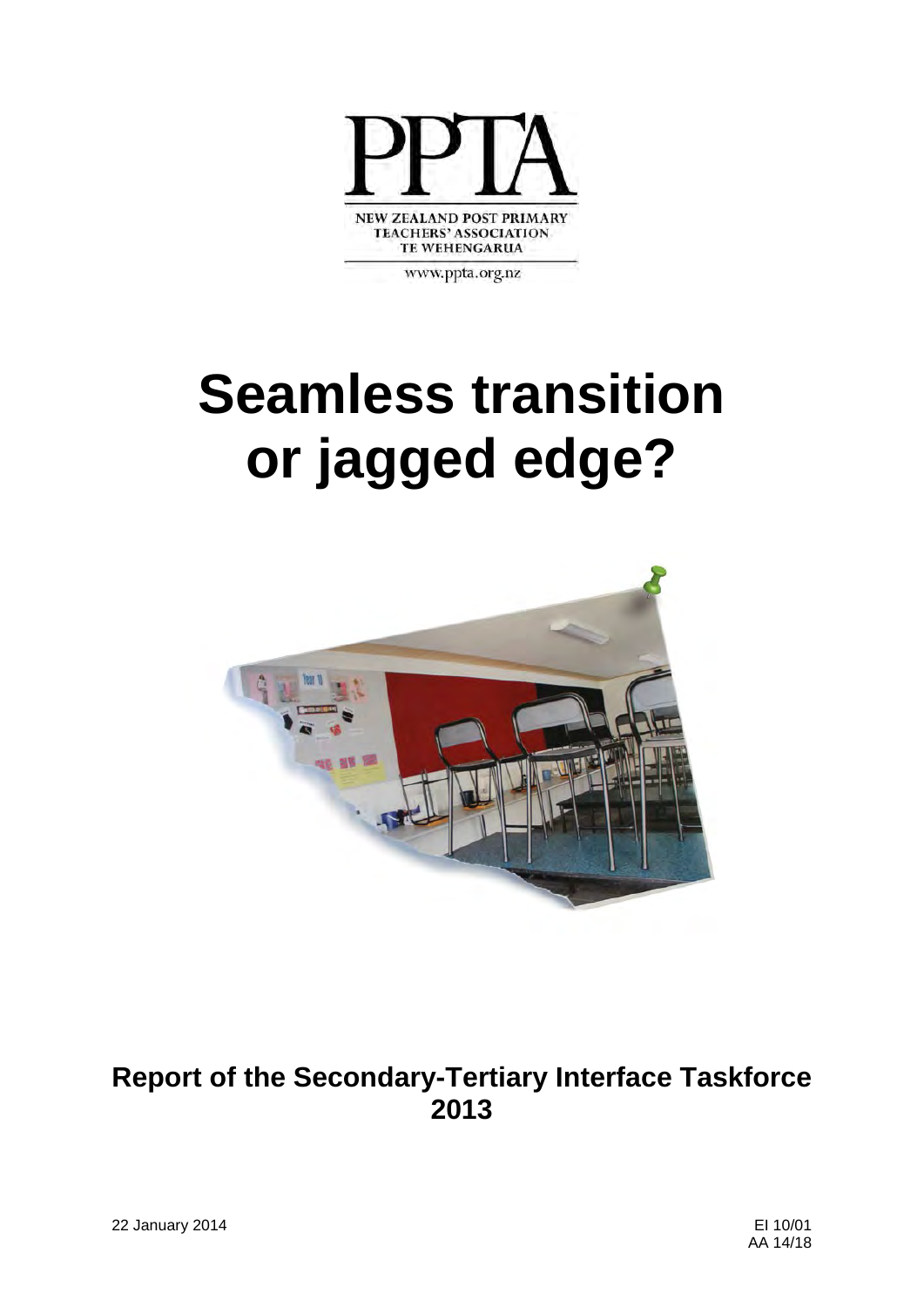PPTA

NEW ZEALAND POST PRIMARY TEACHERS' ASSOCIATION
TE WEHENGARUA

www.ppta.org.nz

# Seamless transition or jagged edge?

## Report of the Secondary-Tertiary Interface Taskforce 2013

22 January 2014

EI 10/01
AA 14/18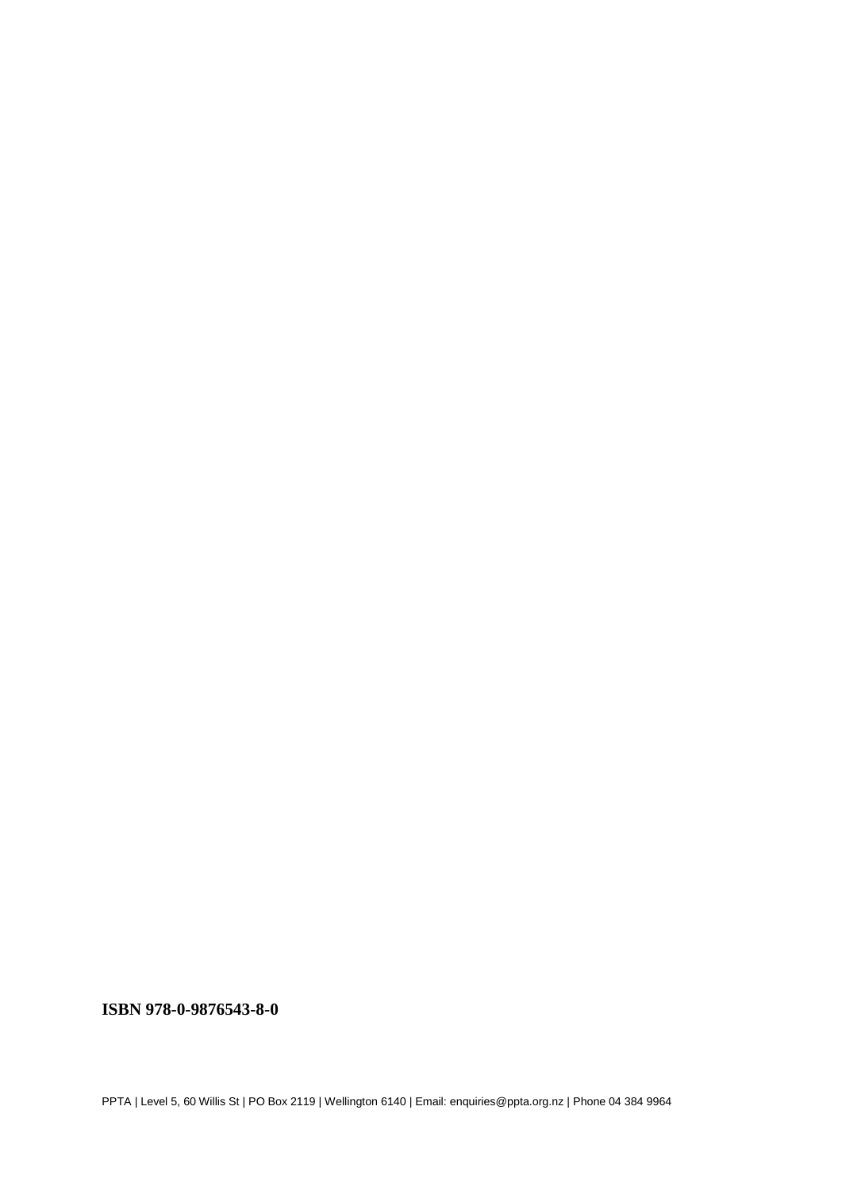**ISBN 978-0-9876543-8-0**

PPTA | Level 5, 60 Willis St | PO Box 2119 | Wellington 6140 | Email: enquiries@ppta.org.nz | Phone 04 384 9964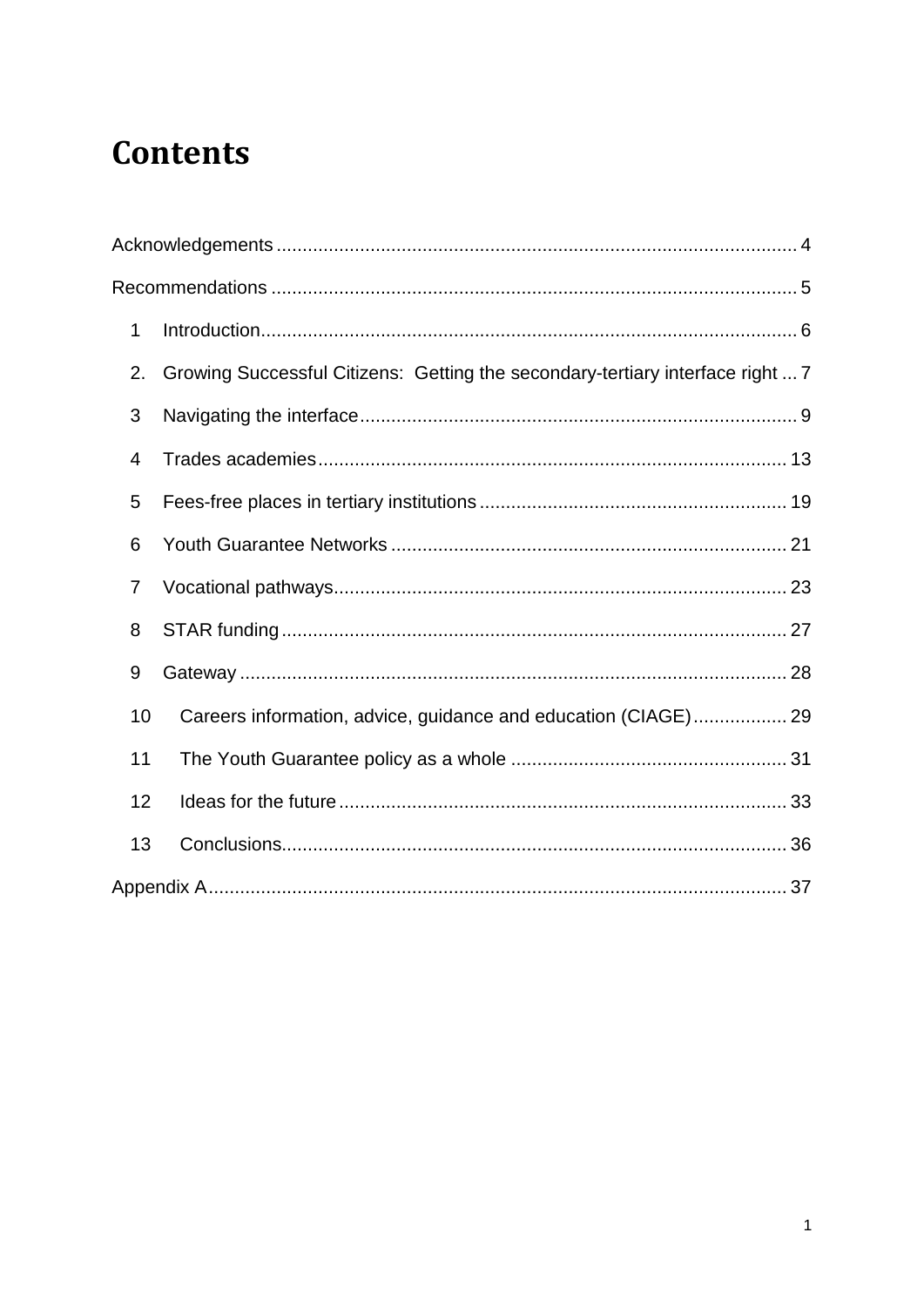# Contents

Acknowledgements ........................................................................................................ 4

Recommendations ......................................................................................................... 5

1 Introduction .................................................................................................................. 6

2. Growing Successful Citizens: Getting the secondary-tertiary interface right ... 7

3 Navigating the interface ................................................................................................ 9

4 Trades academies ....................................................................................................... 13

5 Fees-free places in tertiary institutions ....................................................................... 19

6 Youth Guarantee Networks ......................................................................................... 21

7 Vocational pathways .................................................................................................... 23

8 STAR funding ............................................................................................................... 27

9 Gateway ...................................................................................................................... 28

10 Careers information, advice, guidance and education (CIAGE) .................................. 29

11 The Youth Guarantee policy as a whole ...................................................................... 31

12 Ideas for the future ..................................................................................................... 33

13 Conclusions ................................................................................................................ 36

Appendix A ...................................................................................................................... 37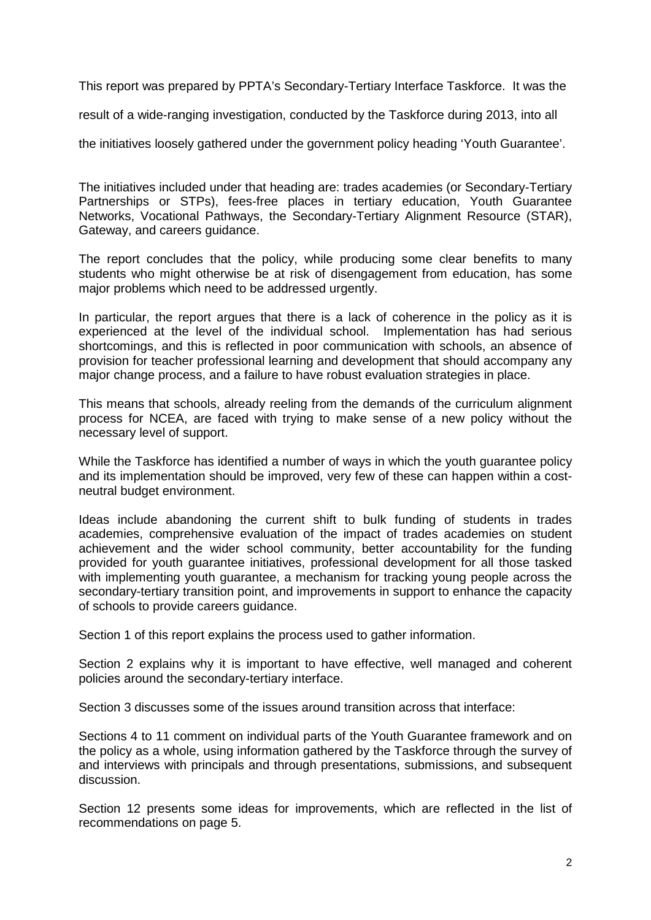This report was prepared by PPTA's Secondary-Tertiary Interface Taskforce. It was the result of a wide-ranging investigation, conducted by the Taskforce during 2013, into all the initiatives loosely gathered under the government policy heading 'Youth Guarantee'.

The initiatives included under that heading are: trades academies (or Secondary-Tertiary Partnerships or STPs), fees-free places in tertiary education, Youth Guarantee Networks, Vocational Pathways, the Secondary-Tertiary Alignment Resource (STAR), Gateway, and careers guidance.

The report concludes that the policy, while producing some clear benefits to many students who might otherwise be at risk of disengagement from education, has some major problems which need to be addressed urgently.

In particular, the report argues that there is a lack of coherence in the policy as it is experienced at the level of the individual school. Implementation has had serious shortcomings, and this is reflected in poor communication with schools, an absence of provision for teacher professional learning and development that should accompany any major change process, and a failure to have robust evaluation strategies in place.

This means that schools, already reeling from the demands of the curriculum alignment process for NCEA, are faced with trying to make sense of a new policy without the necessary level of support.

While the Taskforce has identified a number of ways in which the youth guarantee policy and its implementation should be improved, very few of these can happen within a cost-neutral budget environment.

Ideas include abandoning the current shift to bulk funding of students in trades academies, comprehensive evaluation of the impact of trades academies on student achievement and the wider school community, better accountability for the funding provided for youth guarantee initiatives, professional development for all those tasked with implementing youth guarantee, a mechanism for tracking young people across the secondary-tertiary transition point, and improvements in support to enhance the capacity of schools to provide careers guidance.

Section 1 of this report explains the process used to gather information.

Section 2 explains why it is important to have effective, well managed and coherent policies around the secondary-tertiary interface.

Section 3 discusses some of the issues around transition across that interface:

Sections 4 to 11 comment on individual parts of the Youth Guarantee framework and on the policy as a whole, using information gathered by the Taskforce through the survey of and interviews with principals and through presentations, submissions, and subsequent discussion.

Section 12 presents some ideas for improvements, which are reflected in the list of recommendations on page 5.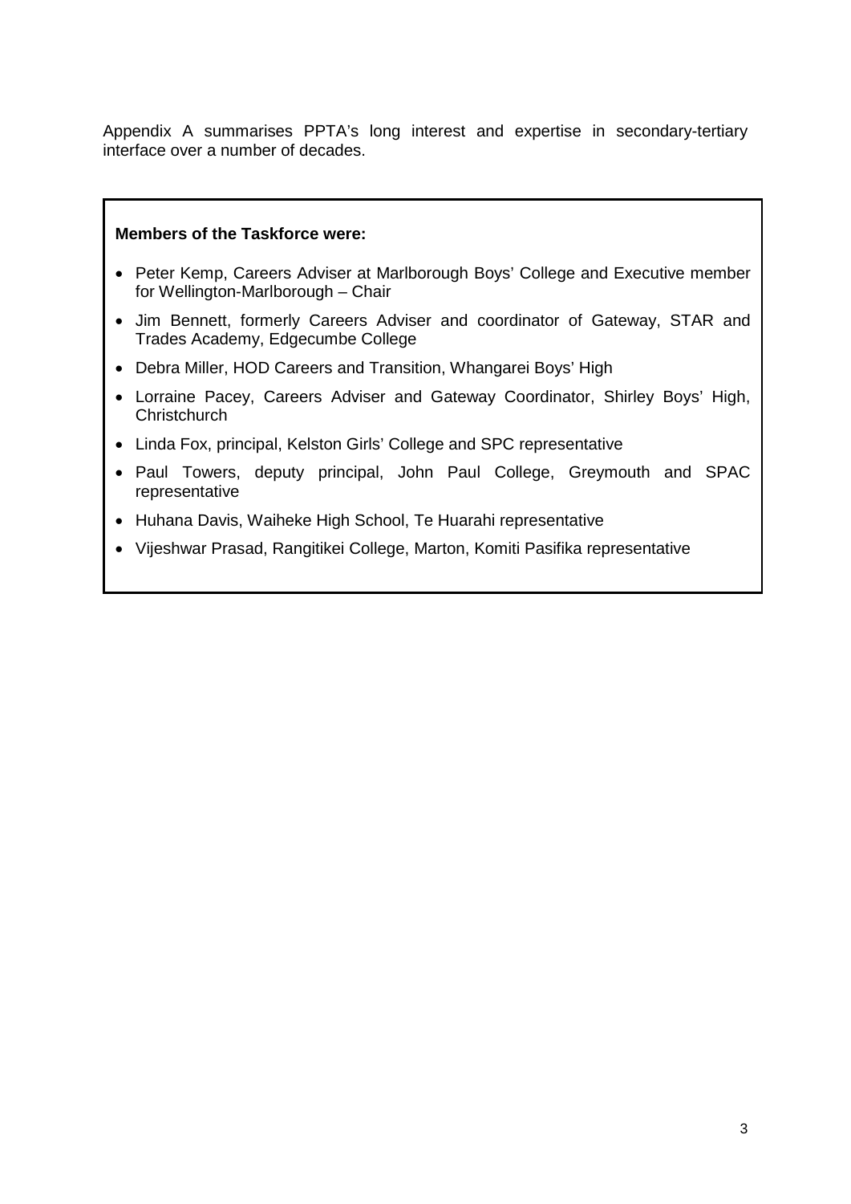Appendix A summarises PPTA's long interest and expertise in secondary-tertiary interface over a number of decades.

**Members of the Taskforce were:**

- Peter Kemp, Careers Adviser at Marlborough Boys' College and Executive member for Wellington-Marlborough – Chair
- Jim Bennett, formerly Careers Adviser and coordinator of Gateway, STAR and Trades Academy, Edgecumbe College
- Debra Miller, HOD Careers and Transition, Whangarei Boys' High
- Lorraine Pacey, Careers Adviser and Gateway Coordinator, Shirley Boys' High, Christchurch
- Linda Fox, principal, Kelston Girls' College and SPC representative
- Paul Towers, deputy principal, John Paul College, Greymouth and SPAC representative
- Huhana Davis, Waiheke High School, Te Huarahi representative
- Vijeshwar Prasad, Rangitikei College, Marton, Komiti Pasifika representative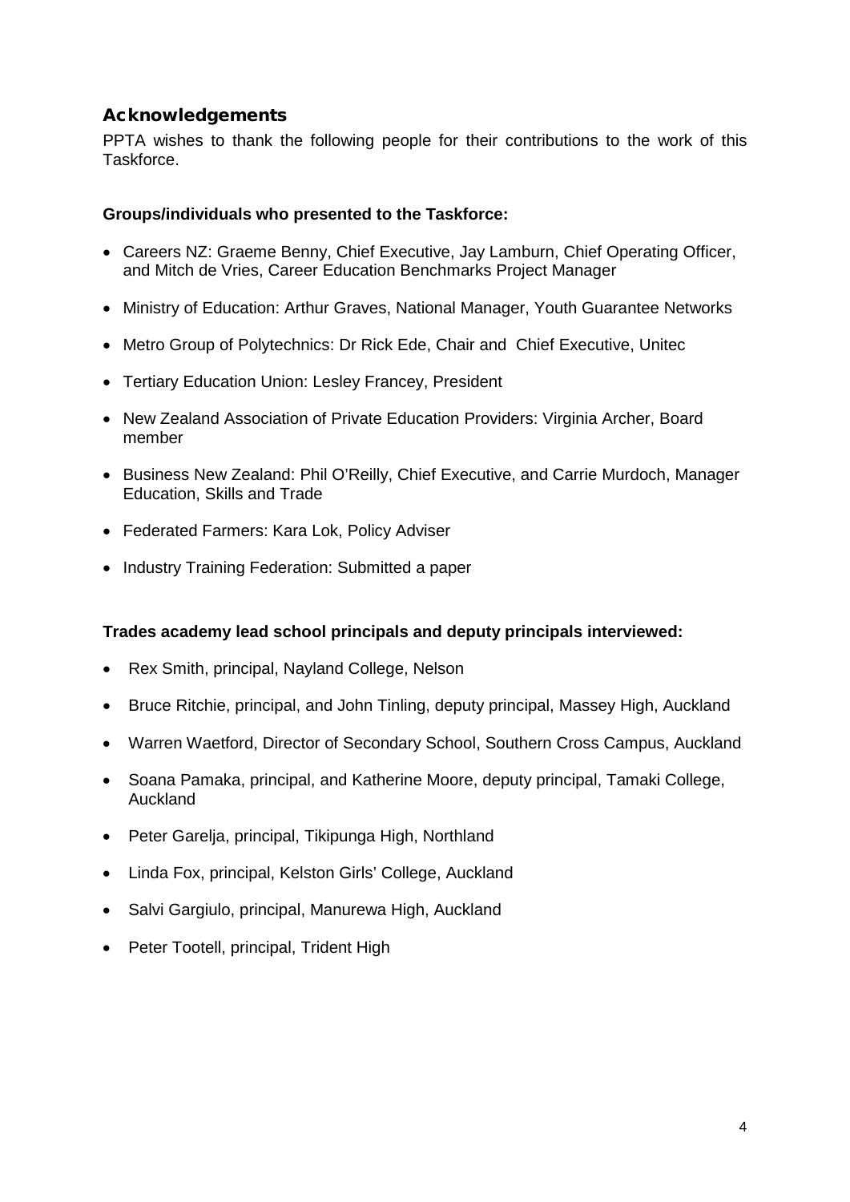## Acknowledgements

PPTA wishes to thank the following people for their contributions to the work of this Taskforce.

**Groups/individuals who presented to the Taskforce:**

- Careers NZ: Graeme Benny, Chief Executive, Jay Lamburn, Chief Operating Officer, and Mitch de Vries, Career Education Benchmarks Project Manager
- Ministry of Education: Arthur Graves, National Manager, Youth Guarantee Networks
- Metro Group of Polytechnics: Dr Rick Ede, Chair and Chief Executive, Unitec
- Tertiary Education Union: Lesley Francey, President
- New Zealand Association of Private Education Providers: Virginia Archer, Board member
- Business New Zealand: Phil O'Reilly, Chief Executive, and Carrie Murdoch, Manager Education, Skills and Trade
- Federated Farmers: Kara Lok, Policy Adviser
- Industry Training Federation: Submitted a paper

**Trades academy lead school principals and deputy principals interviewed:**

- Rex Smith, principal, Nayland College, Nelson
- Bruce Ritchie, principal, and John Tinling, deputy principal, Massey High, Auckland
- Warren Waetford, Director of Secondary School, Southern Cross Campus, Auckland
- Soana Pamaka, principal, and Katherine Moore, deputy principal, Tamaki College, Auckland
- Peter Garelja, principal, Tikipunga High, Northland
- Linda Fox, principal, Kelston Girls' College, Auckland
- Salvi Gargiulo, principal, Manurewa High, Auckland
- Peter Tootell, principal, Trident High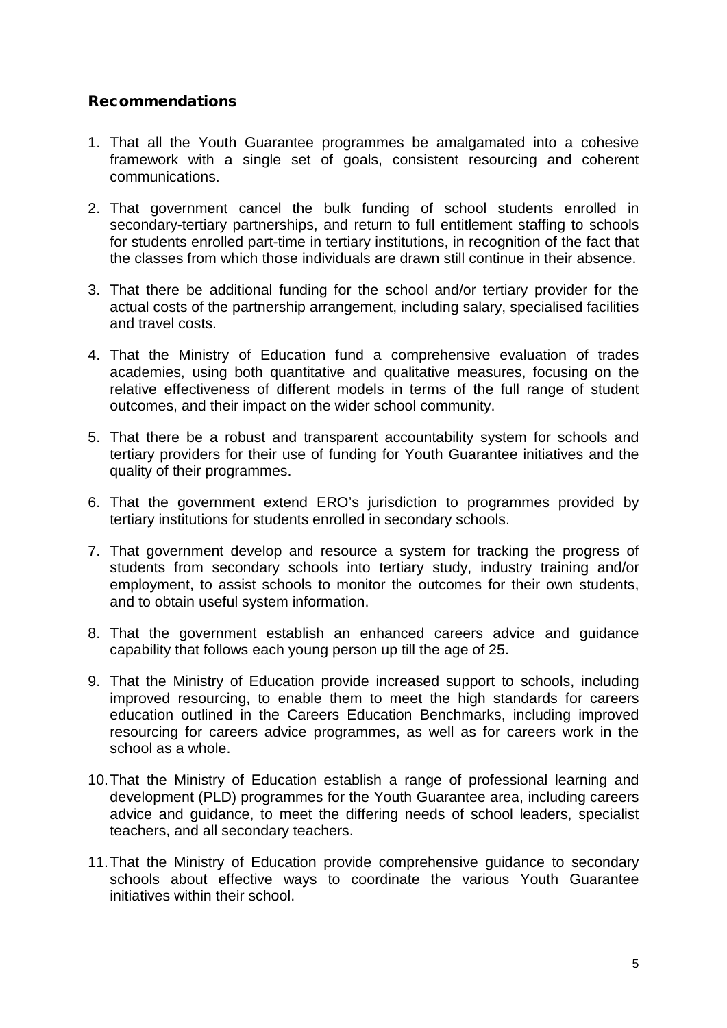## Recommendations

1. That all the Youth Guarantee programmes be amalgamated into a cohesive framework with a single set of goals, consistent resourcing and coherent communications.

2. That government cancel the bulk funding of school students enrolled in secondary-tertiary partnerships, and return to full entitlement staffing to schools for students enrolled part-time in tertiary institutions, in recognition of the fact that the classes from which those individuals are drawn still continue in their absence.

3. That there be additional funding for the school and/or tertiary provider for the actual costs of the partnership arrangement, including salary, specialised facilities and travel costs.

4. That the Ministry of Education fund a comprehensive evaluation of trades academies, using both quantitative and qualitative measures, focusing on the relative effectiveness of different models in terms of the full range of student outcomes, and their impact on the wider school community.

5. That there be a robust and transparent accountability system for schools and tertiary providers for their use of funding for Youth Guarantee initiatives and the quality of their programmes.

6. That the government extend ERO's jurisdiction to programmes provided by tertiary institutions for students enrolled in secondary schools.

7. That government develop and resource a system for tracking the progress of students from secondary schools into tertiary study, industry training and/or employment, to assist schools to monitor the outcomes for their own students, and to obtain useful system information.

8. That the government establish an enhanced careers advice and guidance capability that follows each young person up till the age of 25.

9. That the Ministry of Education provide increased support to schools, including improved resourcing, to enable them to meet the high standards for careers education outlined in the Careers Education Benchmarks, including improved resourcing for careers advice programmes, as well as for careers work in the school as a whole.

10. That the Ministry of Education establish a range of professional learning and development (PLD) programmes for the Youth Guarantee area, including careers advice and guidance, to meet the differing needs of school leaders, specialist teachers, and all secondary teachers.

11. That the Ministry of Education provide comprehensive guidance to secondary schools about effective ways to coordinate the various Youth Guarantee initiatives within their school.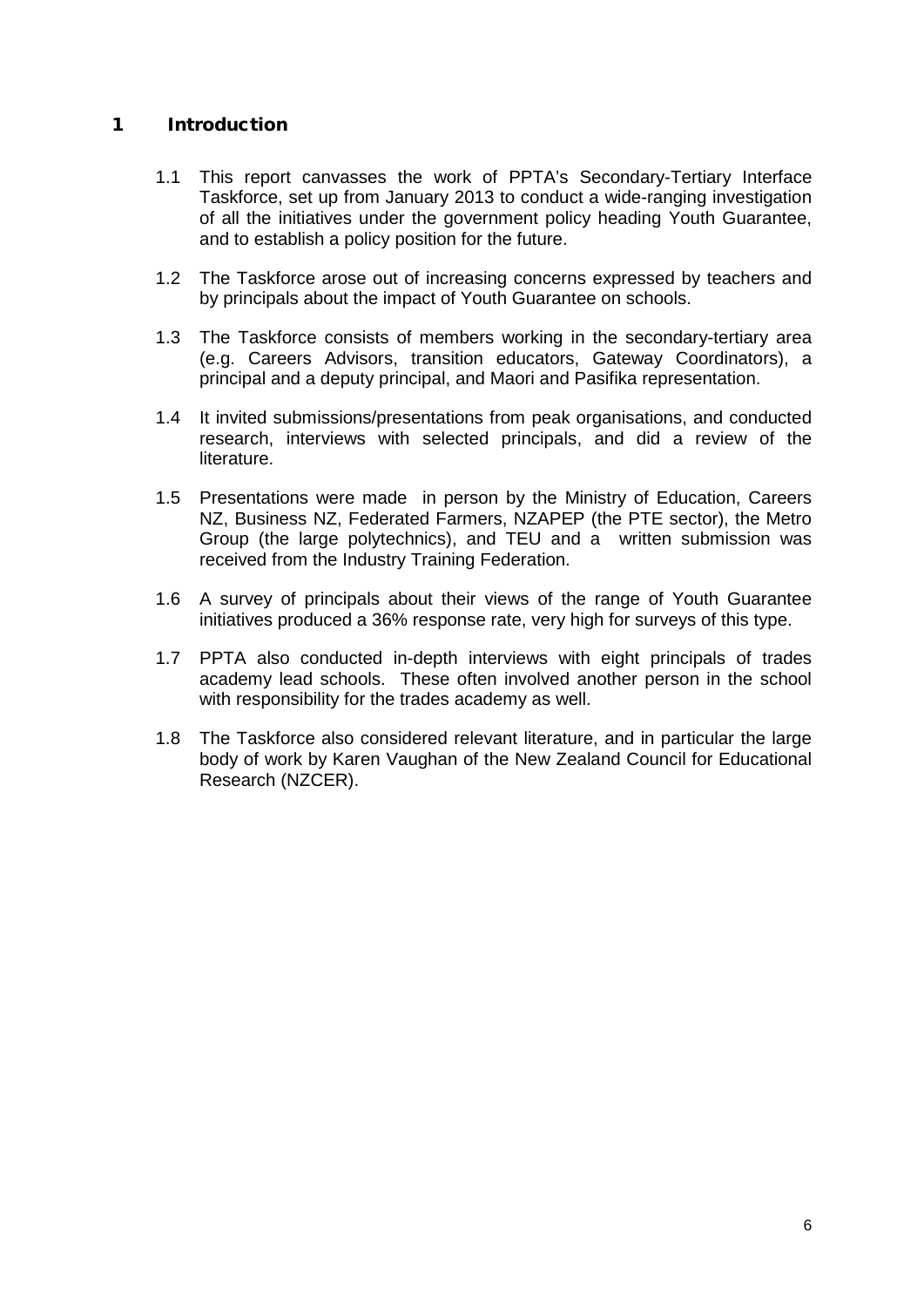# 1 Introduction

1.1 This report canvasses the work of PPTA's Secondary-Tertiary Interface Taskforce, set up from January 2013 to conduct a wide-ranging investigation of all the initiatives under the government policy heading Youth Guarantee, and to establish a policy position for the future.

1.2 The Taskforce arose out of increasing concerns expressed by teachers and by principals about the impact of Youth Guarantee on schools.

1.3 The Taskforce consists of members working in the secondary-tertiary area (e.g. Careers Advisors, transition educators, Gateway Coordinators), a principal and a deputy principal, and Maori and Pasifika representation.

1.4 It invited submissions/presentations from peak organisations, and conducted research, interviews with selected principals, and did a review of the literature.

1.5 Presentations were made in person by the Ministry of Education, Careers NZ, Business NZ, Federated Farmers, NZAPEP (the PTE sector), the Metro Group (the large polytechnics), and TEU and a written submission was received from the Industry Training Federation.

1.6 A survey of principals about their views of the range of Youth Guarantee initiatives produced a 36% response rate, very high for surveys of this type.

1.7 PPTA also conducted in-depth interviews with eight principals of trades academy lead schools. These often involved another person in the school with responsibility for the trades academy as well.

1.8 The Taskforce also considered relevant literature, and in particular the large body of work by Karen Vaughan of the New Zealand Council for Educational Research (NZCER).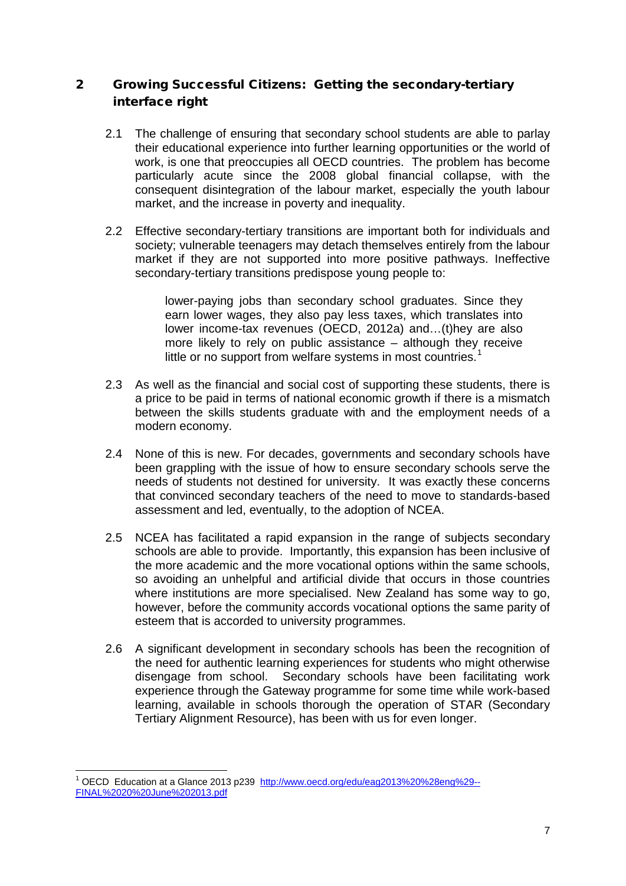## 2 Growing Successful Citizens: Getting the secondary-tertiary interface right

2.1 The challenge of ensuring that secondary school students are able to parlay their educational experience into further learning opportunities or the world of work, is one that preoccupies all OECD countries. The problem has become particularly acute since the 2008 global financial collapse, with the consequent disintegration of the labour market, especially the youth labour market, and the increase in poverty and inequality.

2.2 Effective secondary-tertiary transitions are important both for individuals and society; vulnerable teenagers may detach themselves entirely from the labour market if they are not supported into more positive pathways. Ineffective secondary-tertiary transitions predispose young people to:

> lower-paying jobs than secondary school graduates. Since they earn lower wages, they also pay less taxes, which translates into lower income-tax revenues (OECD, 2012a) and…(t)hey are also more likely to rely on public assistance – although they receive little or no support from welfare systems in most countries.[1]

2.3 As well as the financial and social cost of supporting these students, there is a price to be paid in terms of national economic growth if there is a mismatch between the skills students graduate with and the employment needs of a modern economy.

2.4 None of this is new. For decades, governments and secondary schools have been grappling with the issue of how to ensure secondary schools serve the needs of students not destined for university. It was exactly these concerns that convinced secondary teachers of the need to move to standards-based assessment and led, eventually, to the adoption of NCEA.

2.5 NCEA has facilitated a rapid expansion in the range of subjects secondary schools are able to provide. Importantly, this expansion has been inclusive of the more academic and the more vocational options within the same schools, so avoiding an unhelpful and artificial divide that occurs in those countries where institutions are more specialised. New Zealand has some way to go, however, before the community accords vocational options the same parity of esteem that is accorded to university programmes.

2.6 A significant development in secondary schools has been the recognition of the need for authentic learning experiences for students who might otherwise disengage from school. Secondary schools have been facilitating work experience through the Gateway programme for some time while work-based learning, available in schools thorough the operation of STAR (Secondary Tertiary Alignment Resource), has been with us for even longer.

---

[1] OECD Education at a Glance 2013 p239 http://www.oecd.org/edu/eag2013%20%28eng%29--FINAL%2020%20June%202013.pdf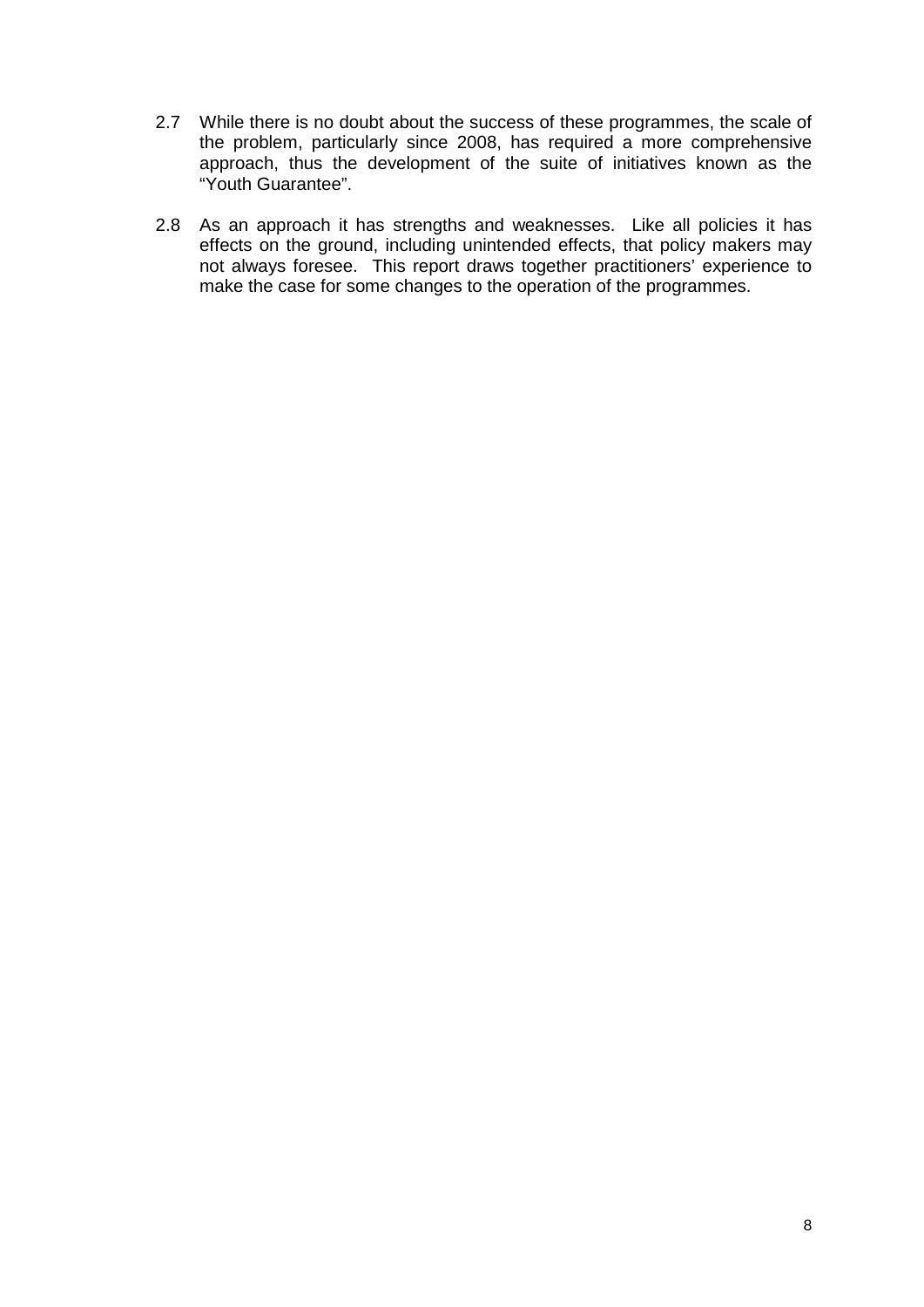2.7 While there is no doubt about the success of these programmes, the scale of the problem, particularly since 2008, has required a more comprehensive approach, thus the development of the suite of initiatives known as the "Youth Guarantee".

2.8 As an approach it has strengths and weaknesses. Like all policies it has effects on the ground, including unintended effects, that policy makers may not always foresee. This report draws together practitioners' experience to make the case for some changes to the operation of the programmes.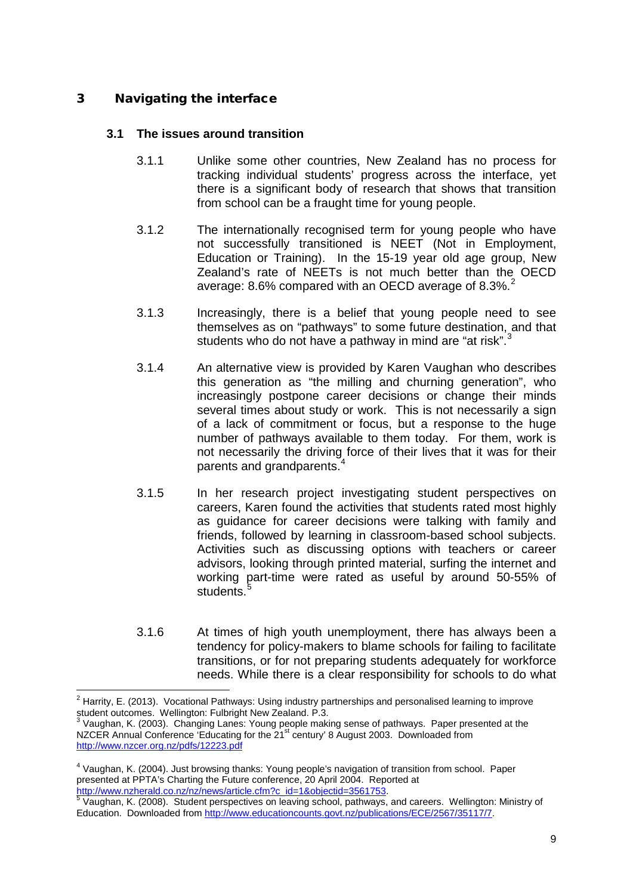# 3 Navigating the interface

## 3.1 The issues around transition

3.1.1 Unlike some other countries, New Zealand has no process for tracking individual students' progress across the interface, yet there is a significant body of research that shows that transition from school can be a fraught time for young people.

3.1.2 The internationally recognised term for young people who have not successfully transitioned is NEET (Not in Employment, Education or Training). In the 15-19 year old age group, New Zealand's rate of NEETs is not much better than the OECD average: 8.6% compared with an OECD average of 8.3%.[2]

3.1.3 Increasingly, there is a belief that young people need to see themselves as on "pathways" to some future destination, and that students who do not have a pathway in mind are "at risk".[3]

3.1.4 An alternative view is provided by Karen Vaughan who describes this generation as "the milling and churning generation", who increasingly postpone career decisions or change their minds several times about study or work. This is not necessarily a sign of a lack of commitment or focus, but a response to the huge number of pathways available to them today. For them, work is not necessarily the driving force of their lives that it was for their parents and grandparents.[4]

3.1.5 In her research project investigating student perspectives on careers, Karen found the activities that students rated most highly as guidance for career decisions were talking with family and friends, followed by learning in classroom-based school subjects. Activities such as discussing options with teachers or career advisors, looking through printed material, surfing the internet and working part-time were rated as useful by around 50-55% of students.[5]

3.1.6 At times of high youth unemployment, there has always been a tendency for policy-makers to blame schools for failing to facilitate transitions, or for not preparing students adequately for workforce needs. While there is a clear responsibility for schools to do what

---

[2] Harrity, E. (2013). Vocational Pathways: Using industry partnerships and personalised learning to improve student outcomes. Wellington: Fulbright New Zealand. P.3.

[3] Vaughan, K. (2003). Changing Lanes: Young people making sense of pathways. Paper presented at the NZCER Annual Conference 'Educating for the 21st century' 8 August 2003. Downloaded from http://www.nzcer.org.nz/pdfs/12223.pdf

[4] Vaughan, K. (2004). Just browsing thanks: Young people's navigation of transition from school. Paper presented at PPTA's Charting the Future conference, 20 April 2004. Reported at http://www.nzherald.co.nz/nz/news/article.cfm?c_id=1&objectid=3561753.

[5] Vaughan, K. (2008). Student perspectives on leaving school, pathways, and careers. Wellington: Ministry of Education. Downloaded from http://www.educationcounts.govt.nz/publications/ECE/2567/35117/7.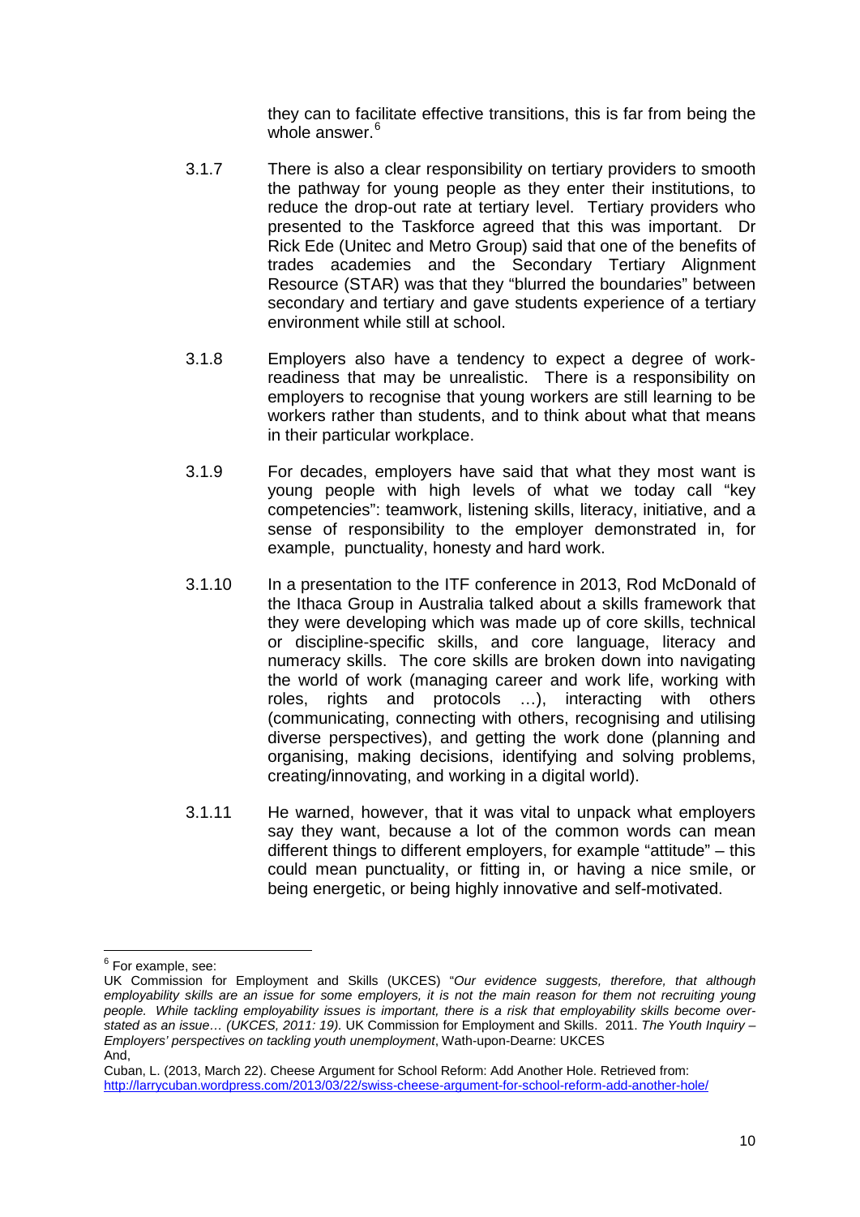they can to facilitate effective transitions, this is far from being the whole answer.[6]

3.1.7 There is also a clear responsibility on tertiary providers to smooth the pathway for young people as they enter their institutions, to reduce the drop-out rate at tertiary level. Tertiary providers who presented to the Taskforce agreed that this was important. Dr Rick Ede (Unitec and Metro Group) said that one of the benefits of trades academies and the Secondary Tertiary Alignment Resource (STAR) was that they "blurred the boundaries" between secondary and tertiary and gave students experience of a tertiary environment while still at school.

3.1.8 Employers also have a tendency to expect a degree of work-readiness that may be unrealistic. There is a responsibility on employers to recognise that young workers are still learning to be workers rather than students, and to think about what that means in their particular workplace.

3.1.9 For decades, employers have said that what they most want is young people with high levels of what we today call "key competencies": teamwork, listening skills, literacy, initiative, and a sense of responsibility to the employer demonstrated in, for example, punctuality, honesty and hard work.

3.1.10 In a presentation to the ITF conference in 2013, Rod McDonald of the Ithaca Group in Australia talked about a skills framework that they were developing which was made up of core skills, technical or discipline-specific skills, and core language, literacy and numeracy skills. The core skills are broken down into navigating the world of work (managing career and work life, working with roles, rights and protocols …), interacting with others (communicating, connecting with others, recognising and utilising diverse perspectives), and getting the work done (planning and organising, making decisions, identifying and solving problems, creating/innovating, and working in a digital world).

3.1.11 He warned, however, that it was vital to unpack what employers say they want, because a lot of the common words can mean different things to different employers, for example "attitude" – this could mean punctuality, or fitting in, or having a nice smile, or being energetic, or being highly innovative and self-motivated.

---

[6] For example, see:
UK Commission for Employment and Skills (UKCES) "*Our evidence suggests, therefore, that although employability skills are an issue for some employers, it is not the main reason for them not recruiting young people. While tackling employability issues is important, there is a risk that employability skills become over-stated as an issue… (UKCES, 2011: 19).* UK Commission for Employment and Skills. 2011. *The Youth Inquiry – Employers' perspectives on tackling youth unemployment*, Wath-upon-Dearne: UKCES
And,
Cuban, L. (2013, March 22). Cheese Argument for School Reform: Add Another Hole. Retrieved from: http://larrycuban.wordpress.com/2013/03/22/swiss-cheese-argument-for-school-reform-add-another-hole/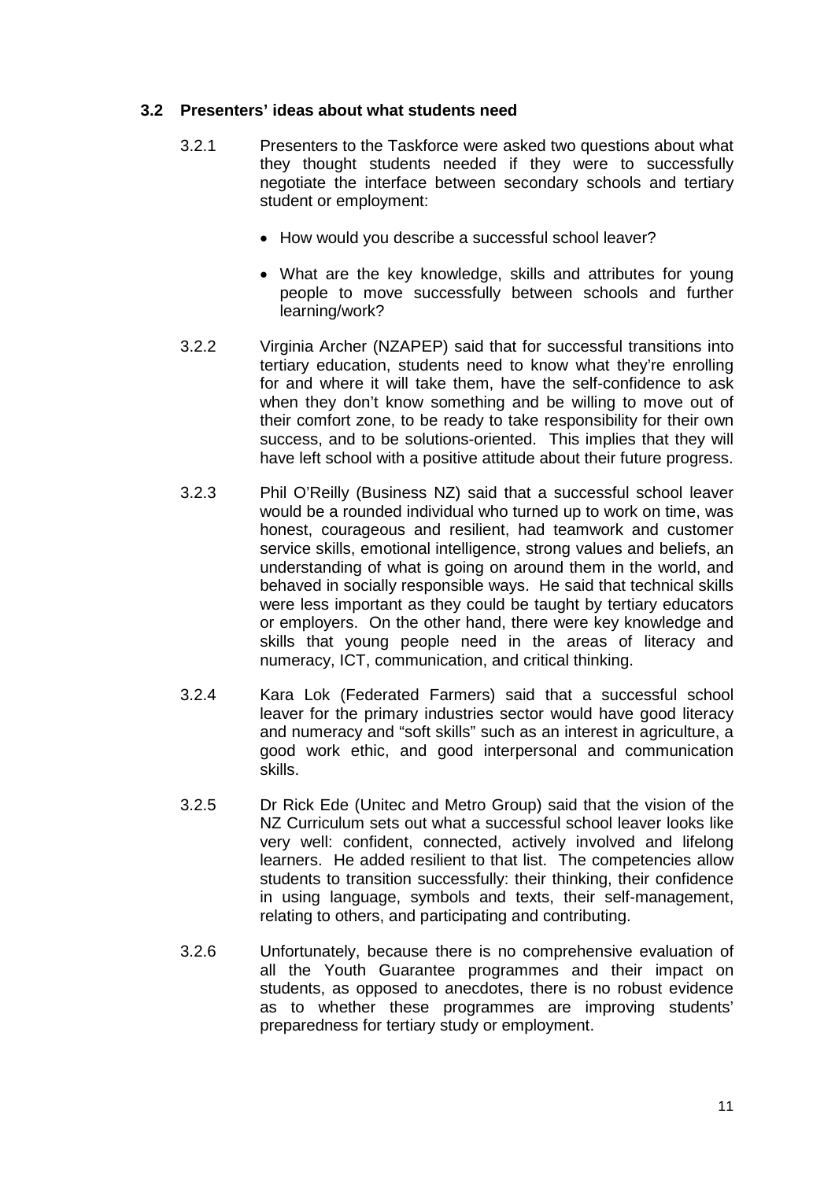### 3.2 Presenters' ideas about what students need

3.2.1 Presenters to the Taskforce were asked two questions about what they thought students needed if they were to successfully negotiate the interface between secondary schools and tertiary student or employment:

- How would you describe a successful school leaver?
- What are the key knowledge, skills and attributes for young people to move successfully between schools and further learning/work?

3.2.2 Virginia Archer (NZAPEP) said that for successful transitions into tertiary education, students need to know what they're enrolling for and where it will take them, have the self-confidence to ask when they don't know something and be willing to move out of their comfort zone, to be ready to take responsibility for their own success, and to be solutions-oriented. This implies that they will have left school with a positive attitude about their future progress.

3.2.3 Phil O'Reilly (Business NZ) said that a successful school leaver would be a rounded individual who turned up to work on time, was honest, courageous and resilient, had teamwork and customer service skills, emotional intelligence, strong values and beliefs, an understanding of what is going on around them in the world, and behaved in socially responsible ways. He said that technical skills were less important as they could be taught by tertiary educators or employers. On the other hand, there were key knowledge and skills that young people need in the areas of literacy and numeracy, ICT, communication, and critical thinking.

3.2.4 Kara Lok (Federated Farmers) said that a successful school leaver for the primary industries sector would have good literacy and numeracy and "soft skills" such as an interest in agriculture, a good work ethic, and good interpersonal and communication skills.

3.2.5 Dr Rick Ede (Unitec and Metro Group) said that the vision of the NZ Curriculum sets out what a successful school leaver looks like very well: confident, connected, actively involved and lifelong learners. He added resilient to that list. The competencies allow students to transition successfully: their thinking, their confidence in using language, symbols and texts, their self-management, relating to others, and participating and contributing.

3.2.6 Unfortunately, because there is no comprehensive evaluation of all the Youth Guarantee programmes and their impact on students, as opposed to anecdotes, there is no robust evidence as to whether these programmes are improving students' preparedness for tertiary study or employment.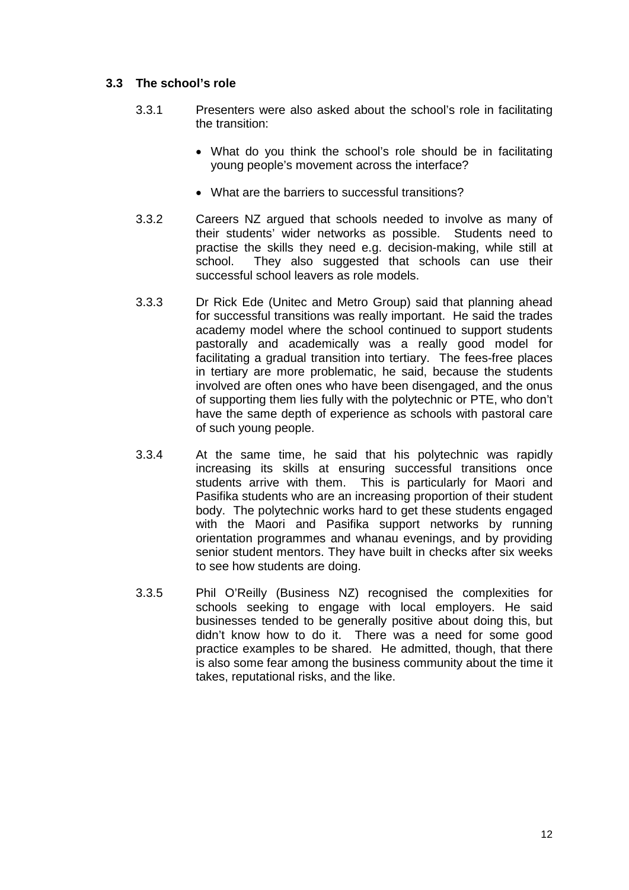### 3.3 The school's role

3.3.1 Presenters were also asked about the school's role in facilitating the transition:

- What do you think the school's role should be in facilitating young people's movement across the interface?
- What are the barriers to successful transitions?

3.3.2 Careers NZ argued that schools needed to involve as many of their students' wider networks as possible. Students need to practise the skills they need e.g. decision-making, while still at school. They also suggested that schools can use their successful school leavers as role models.

3.3.3 Dr Rick Ede (Unitec and Metro Group) said that planning ahead for successful transitions was really important. He said the trades academy model where the school continued to support students pastorally and academically was a really good model for facilitating a gradual transition into tertiary. The fees-free places in tertiary are more problematic, he said, because the students involved are often ones who have been disengaged, and the onus of supporting them lies fully with the polytechnic or PTE, who don't have the same depth of experience as schools with pastoral care of such young people.

3.3.4 At the same time, he said that his polytechnic was rapidly increasing its skills at ensuring successful transitions once students arrive with them. This is particularly for Maori and Pasifika students who are an increasing proportion of their student body. The polytechnic works hard to get these students engaged with the Maori and Pasifika support networks by running orientation programmes and whanau evenings, and by providing senior student mentors. They have built in checks after six weeks to see how students are doing.

3.3.5 Phil O'Reilly (Business NZ) recognised the complexities for schools seeking to engage with local employers. He said businesses tended to be generally positive about doing this, but didn't know how to do it. There was a need for some good practice examples to be shared. He admitted, though, that there is also some fear among the business community about the time it takes, reputational risks, and the like.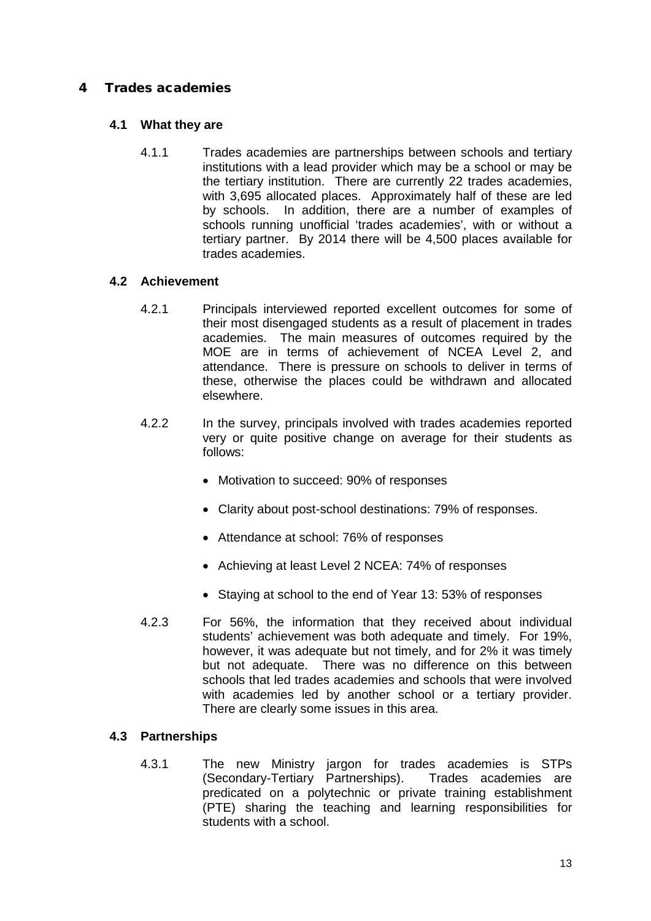# 4 Trades academies

## 4.1 What they are

4.1.1 Trades academies are partnerships between schools and tertiary institutions with a lead provider which may be a school or may be the tertiary institution. There are currently 22 trades academies, with 3,695 allocated places. Approximately half of these are led by schools. In addition, there are a number of examples of schools running unofficial 'trades academies', with or without a tertiary partner. By 2014 there will be 4,500 places available for trades academies.

## 4.2 Achievement

4.2.1 Principals interviewed reported excellent outcomes for some of their most disengaged students as a result of placement in trades academies. The main measures of outcomes required by the MOE are in terms of achievement of NCEA Level 2, and attendance. There is pressure on schools to deliver in terms of these, otherwise the places could be withdrawn and allocated elsewhere.

4.2.2 In the survey, principals involved with trades academies reported very or quite positive change on average for their students as follows:

- Motivation to succeed: 90% of responses
- Clarity about post-school destinations: 79% of responses.
- Attendance at school: 76% of responses
- Achieving at least Level 2 NCEA: 74% of responses
- Staying at school to the end of Year 13: 53% of responses

4.2.3 For 56%, the information that they received about individual students' achievement was both adequate and timely. For 19%, however, it was adequate but not timely, and for 2% it was timely but not adequate. There was no difference on this between schools that led trades academies and schools that were involved with academies led by another school or a tertiary provider. There are clearly some issues in this area.

## 4.3 Partnerships

4.3.1 The new Ministry jargon for trades academies is STPs (Secondary-Tertiary Partnerships). Trades academies are predicated on a polytechnic or private training establishment (PTE) sharing the teaching and learning responsibilities for students with a school.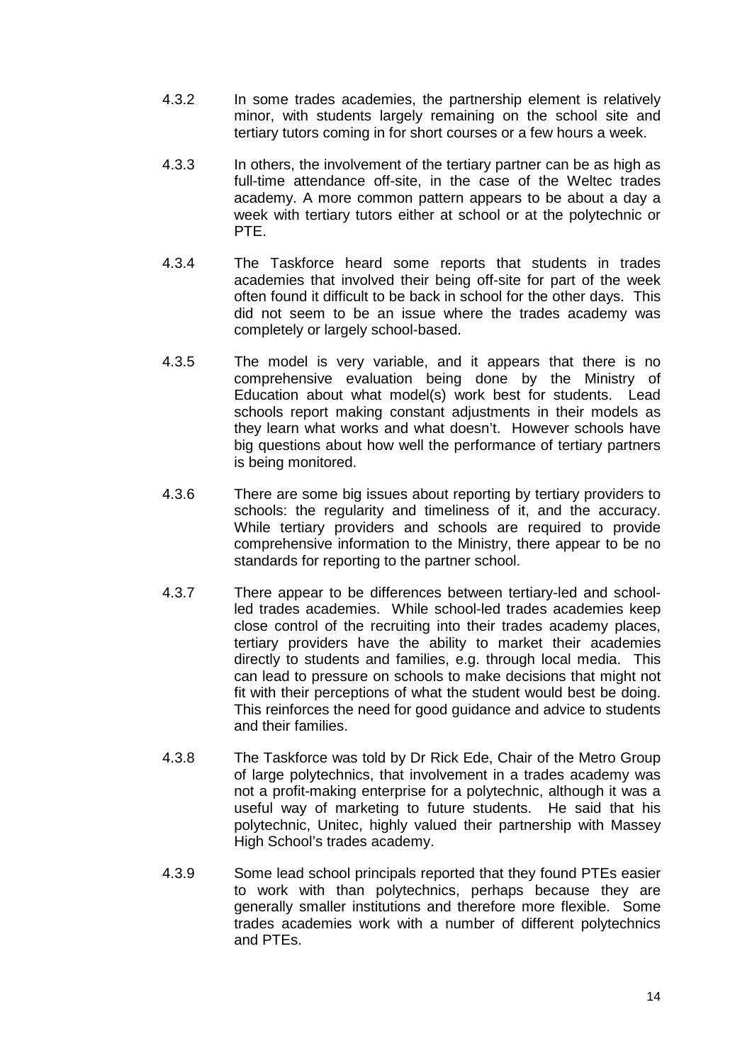4.3.2 In some trades academies, the partnership element is relatively minor, with students largely remaining on the school site and tertiary tutors coming in for short courses or a few hours a week.

4.3.3 In others, the involvement of the tertiary partner can be as high as full-time attendance off-site, in the case of the Weltec trades academy. A more common pattern appears to be about a day a week with tertiary tutors either at school or at the polytechnic or PTE.

4.3.4 The Taskforce heard some reports that students in trades academies that involved their being off-site for part of the week often found it difficult to be back in school for the other days. This did not seem to be an issue where the trades academy was completely or largely school-based.

4.3.5 The model is very variable, and it appears that there is no comprehensive evaluation being done by the Ministry of Education about what model(s) work best for students. Lead schools report making constant adjustments in their models as they learn what works and what doesn't. However schools have big questions about how well the performance of tertiary partners is being monitored.

4.3.6 There are some big issues about reporting by tertiary providers to schools: the regularity and timeliness of it, and the accuracy. While tertiary providers and schools are required to provide comprehensive information to the Ministry, there appear to be no standards for reporting to the partner school.

4.3.7 There appear to be differences between tertiary-led and school-led trades academies. While school-led trades academies keep close control of the recruiting into their trades academy places, tertiary providers have the ability to market their academies directly to students and families, e.g. through local media. This can lead to pressure on schools to make decisions that might not fit with their perceptions of what the student would best be doing. This reinforces the need for good guidance and advice to students and their families.

4.3.8 The Taskforce was told by Dr Rick Ede, Chair of the Metro Group of large polytechnics, that involvement in a trades academy was not a profit-making enterprise for a polytechnic, although it was a useful way of marketing to future students. He said that his polytechnic, Unitec, highly valued their partnership with Massey High School's trades academy.

4.3.9 Some lead school principals reported that they found PTEs easier to work with than polytechnics, perhaps because they are generally smaller institutions and therefore more flexible. Some trades academies work with a number of different polytechnics and PTEs.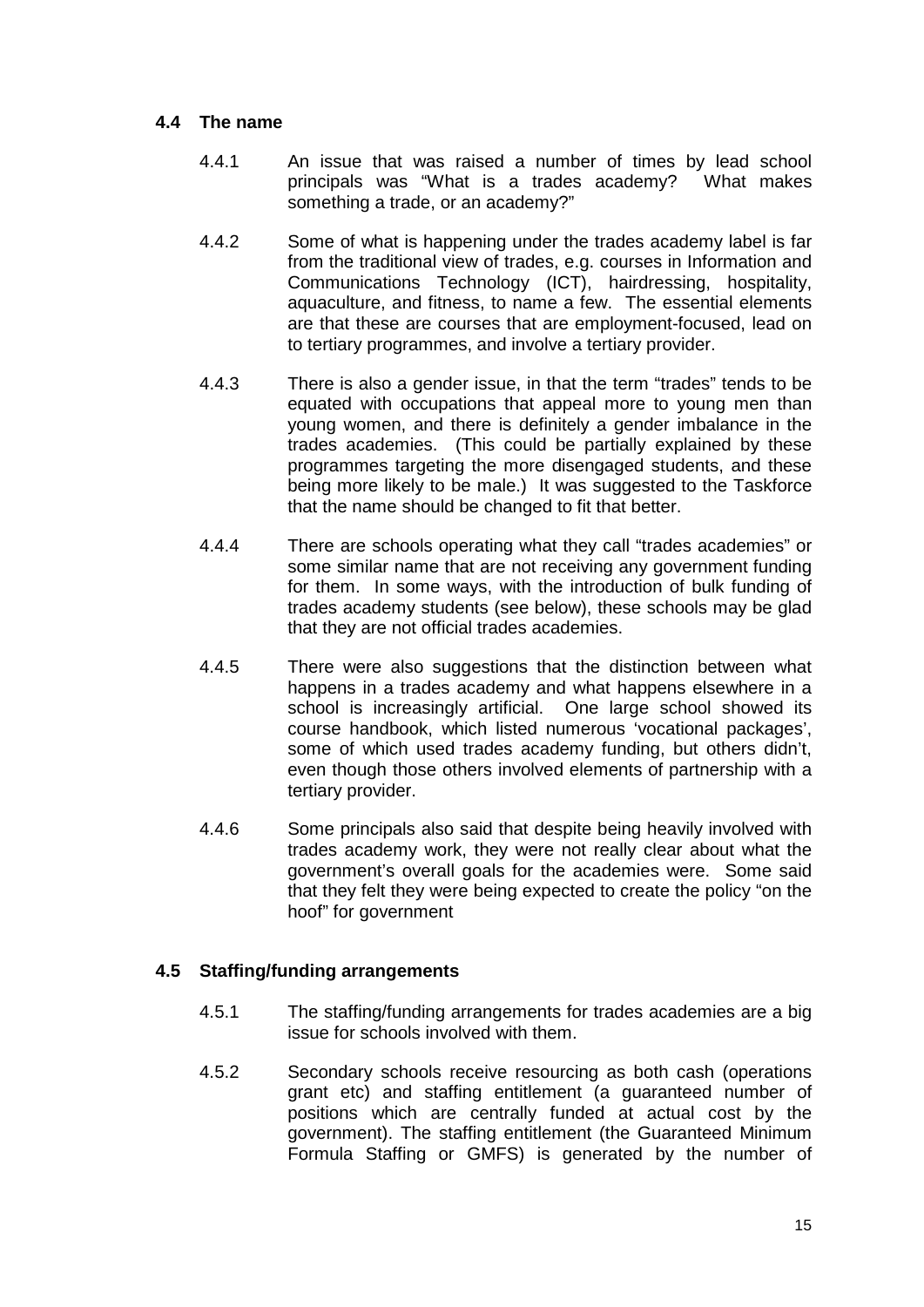### 4.4 The name

4.4.1 An issue that was raised a number of times by lead school principals was "What is a trades academy? What makes something a trade, or an academy?"

4.4.2 Some of what is happening under the trades academy label is far from the traditional view of trades, e.g. courses in Information and Communications Technology (ICT), hairdressing, hospitality, aquaculture, and fitness, to name a few. The essential elements are that these are courses that are employment-focused, lead on to tertiary programmes, and involve a tertiary provider.

4.4.3 There is also a gender issue, in that the term "trades" tends to be equated with occupations that appeal more to young men than young women, and there is definitely a gender imbalance in the trades academies. (This could be partially explained by these programmes targeting the more disengaged students, and these being more likely to be male.) It was suggested to the Taskforce that the name should be changed to fit that better.

4.4.4 There are schools operating what they call "trades academies" or some similar name that are not receiving any government funding for them. In some ways, with the introduction of bulk funding of trades academy students (see below), these schools may be glad that they are not official trades academies.

4.4.5 There were also suggestions that the distinction between what happens in a trades academy and what happens elsewhere in a school is increasingly artificial. One large school showed its course handbook, which listed numerous 'vocational packages', some of which used trades academy funding, but others didn't, even though those others involved elements of partnership with a tertiary provider.

4.4.6 Some principals also said that despite being heavily involved with trades academy work, they were not really clear about what the government's overall goals for the academies were. Some said that they felt they were being expected to create the policy "on the hoof" for government

### 4.5 Staffing/funding arrangements

4.5.1 The staffing/funding arrangements for trades academies are a big issue for schools involved with them.

4.5.2 Secondary schools receive resourcing as both cash (operations grant etc) and staffing entitlement (a guaranteed number of positions which are centrally funded at actual cost by the government). The staffing entitlement (the Guaranteed Minimum Formula Staffing or GMFS) is generated by the number of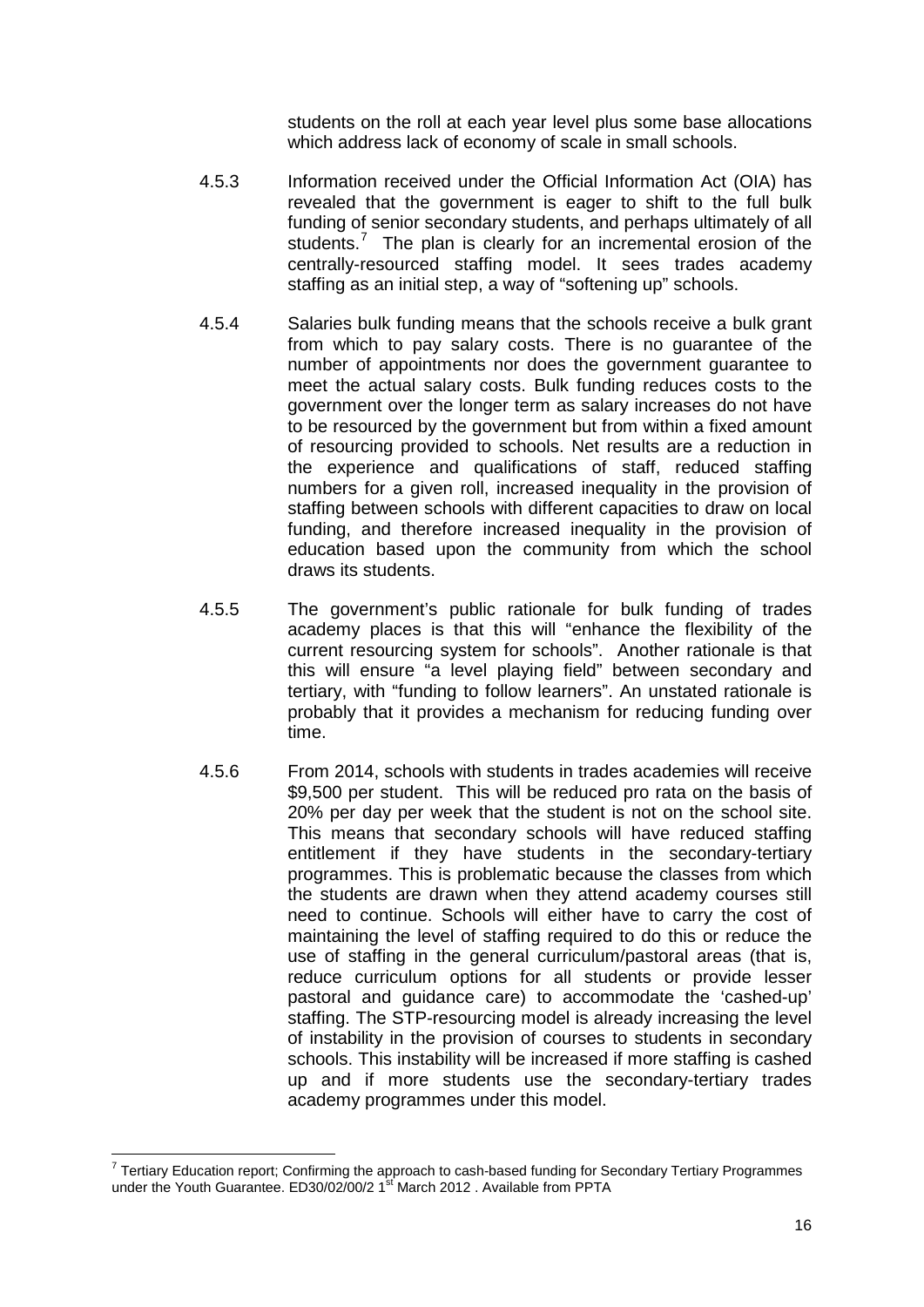students on the roll at each year level plus some base allocations which address lack of economy of scale in small schools.

4.5.3 Information received under the Official Information Act (OIA) has revealed that the government is eager to shift to the full bulk funding of senior secondary students, and perhaps ultimately of all students.[7] The plan is clearly for an incremental erosion of the centrally-resourced staffing model. It sees trades academy staffing as an initial step, a way of "softening up" schools.

4.5.4 Salaries bulk funding means that the schools receive a bulk grant from which to pay salary costs. There is no guarantee of the number of appointments nor does the government guarantee to meet the actual salary costs. Bulk funding reduces costs to the government over the longer term as salary increases do not have to be resourced by the government but from within a fixed amount of resourcing provided to schools. Net results are a reduction in the experience and qualifications of staff, reduced staffing numbers for a given roll, increased inequality in the provision of staffing between schools with different capacities to draw on local funding, and therefore increased inequality in the provision of education based upon the community from which the school draws its students.

4.5.5 The government's public rationale for bulk funding of trades academy places is that this will "enhance the flexibility of the current resourcing system for schools". Another rationale is that this will ensure "a level playing field" between secondary and tertiary, with "funding to follow learners". An unstated rationale is probably that it provides a mechanism for reducing funding over time.

4.5.6 From 2014, schools with students in trades academies will receive $9,500 per student. This will be reduced pro rata on the basis of 20% per day per week that the student is not on the school site. This means that secondary schools will have reduced staffing entitlement if they have students in the secondary-tertiary programmes. This is problematic because the classes from which the students are drawn when they attend academy courses still need to continue. Schools will either have to carry the cost of maintaining the level of staffing required to do this or reduce the use of staffing in the general curriculum/pastoral areas (that is, reduce curriculum options for all students or provide lesser pastoral and guidance care) to accommodate the 'cashed-up' staffing. The STP-resourcing model is already increasing the level of instability in the provision of courses to students in secondary schools. This instability will be increased if more staffing is cashed up and if more students use the secondary-tertiary trades academy programmes under this model.

---

[7] Tertiary Education report; Confirming the approach to cash-based funding for Secondary Tertiary Programmes under the Youth Guarantee. ED30/02/00/2 1st March 2012 . Available from PPTA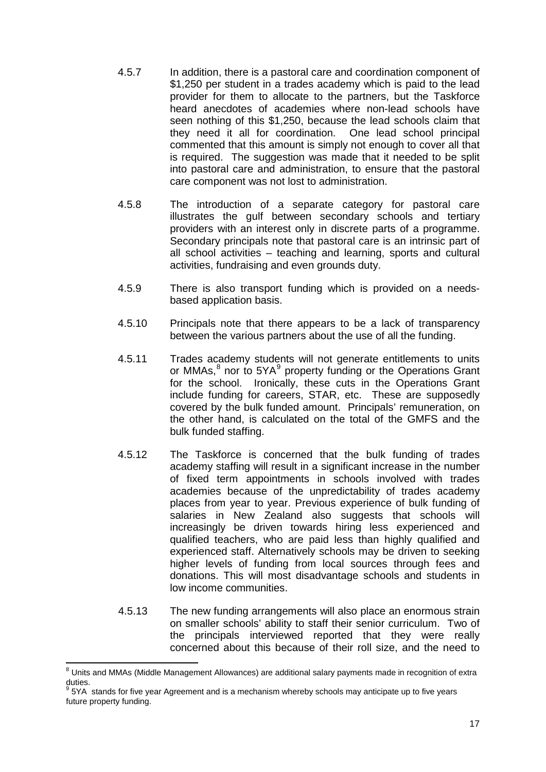4.5.7 In addition, there is a pastoral care and coordination component of $1,250 per student in a trades academy which is paid to the lead provider for them to allocate to the partners, but the Taskforce heard anecdotes of academies where non-lead schools have seen nothing of this $1,250, because the lead schools claim that they need it all for coordination. One lead school principal commented that this amount is simply not enough to cover all that is required. The suggestion was made that it needed to be split into pastoral care and administration, to ensure that the pastoral care component was not lost to administration.

4.5.8 The introduction of a separate category for pastoral care illustrates the gulf between secondary schools and tertiary providers with an interest only in discrete parts of a programme. Secondary principals note that pastoral care is an intrinsic part of all school activities – teaching and learning, sports and cultural activities, fundraising and even grounds duty.

4.5.9 There is also transport funding which is provided on a needs-based application basis.

4.5.10 Principals note that there appears to be a lack of transparency between the various partners about the use of all the funding.

4.5.11 Trades academy students will not generate entitlements to units or MMAs,[8] nor to 5YA[9] property funding or the Operations Grant for the school. Ironically, these cuts in the Operations Grant include funding for careers, STAR, etc. These are supposedly covered by the bulk funded amount. Principals' remuneration, on the other hand, is calculated on the total of the GMFS and the bulk funded staffing.

4.5.12 The Taskforce is concerned that the bulk funding of trades academy staffing will result in a significant increase in the number of fixed term appointments in schools involved with trades academies because of the unpredictability of trades academy places from year to year. Previous experience of bulk funding of salaries in New Zealand also suggests that schools will increasingly be driven towards hiring less experienced and qualified teachers, who are paid less than highly qualified and experienced staff. Alternatively schools may be driven to seeking higher levels of funding from local sources through fees and donations. This will most disadvantage schools and students in low income communities.

4.5.13 The new funding arrangements will also place an enormous strain on smaller schools' ability to staff their senior curriculum. Two of the principals interviewed reported that they were really concerned about this because of their roll size, and the need to

---

[8] Units and MMAs (Middle Management Allowances) are additional salary payments made in recognition of extra duties.

[9] 5YA stands for five year Agreement and is a mechanism whereby schools may anticipate up to five years future property funding.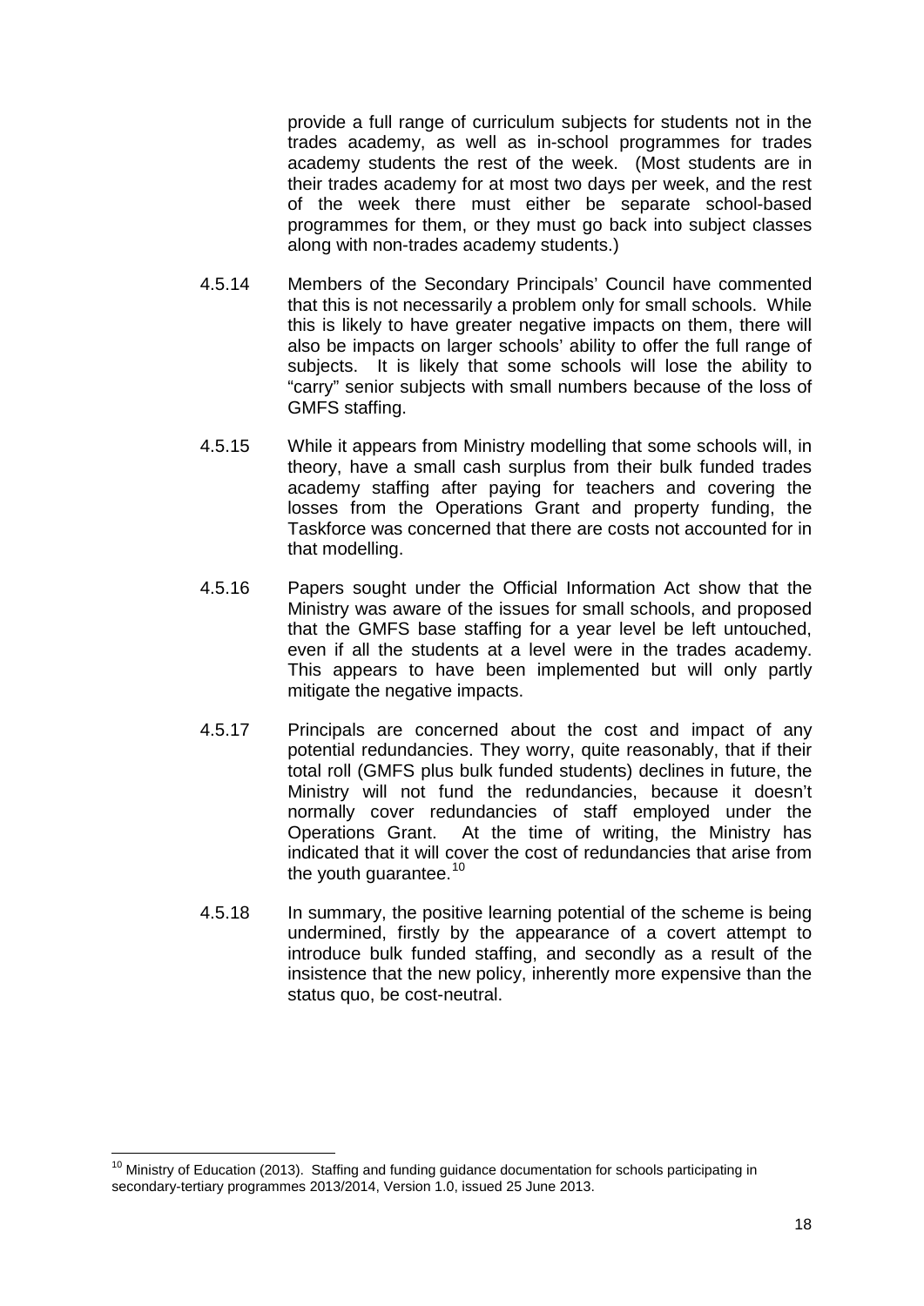provide a full range of curriculum subjects for students not in the trades academy, as well as in-school programmes for trades academy students the rest of the week. (Most students are in their trades academy for at most two days per week, and the rest of the week there must either be separate school-based programmes for them, or they must go back into subject classes along with non-trades academy students.)

4.5.14 Members of the Secondary Principals' Council have commented that this is not necessarily a problem only for small schools. While this is likely to have greater negative impacts on them, there will also be impacts on larger schools' ability to offer the full range of subjects. It is likely that some schools will lose the ability to "carry" senior subjects with small numbers because of the loss of GMFS staffing.

4.5.15 While it appears from Ministry modelling that some schools will, in theory, have a small cash surplus from their bulk funded trades academy staffing after paying for teachers and covering the losses from the Operations Grant and property funding, the Taskforce was concerned that there are costs not accounted for in that modelling.

4.5.16 Papers sought under the Official Information Act show that the Ministry was aware of the issues for small schools, and proposed that the GMFS base staffing for a year level be left untouched, even if all the students at a level were in the trades academy. This appears to have been implemented but will only partly mitigate the negative impacts.

4.5.17 Principals are concerned about the cost and impact of any potential redundancies. They worry, quite reasonably, that if their total roll (GMFS plus bulk funded students) declines in future, the Ministry will not fund the redundancies, because it doesn't normally cover redundancies of staff employed under the Operations Grant. At the time of writing, the Ministry has indicated that it will cover the cost of redundancies that arise from the youth guarantee.[10]

4.5.18 In summary, the positive learning potential of the scheme is being undermined, firstly by the appearance of a covert attempt to introduce bulk funded staffing, and secondly as a result of the insistence that the new policy, inherently more expensive than the status quo, be cost-neutral.

[10] Ministry of Education (2013). Staffing and funding guidance documentation for schools participating in secondary-tertiary programmes 2013/2014, Version 1.0, issued 25 June 2013.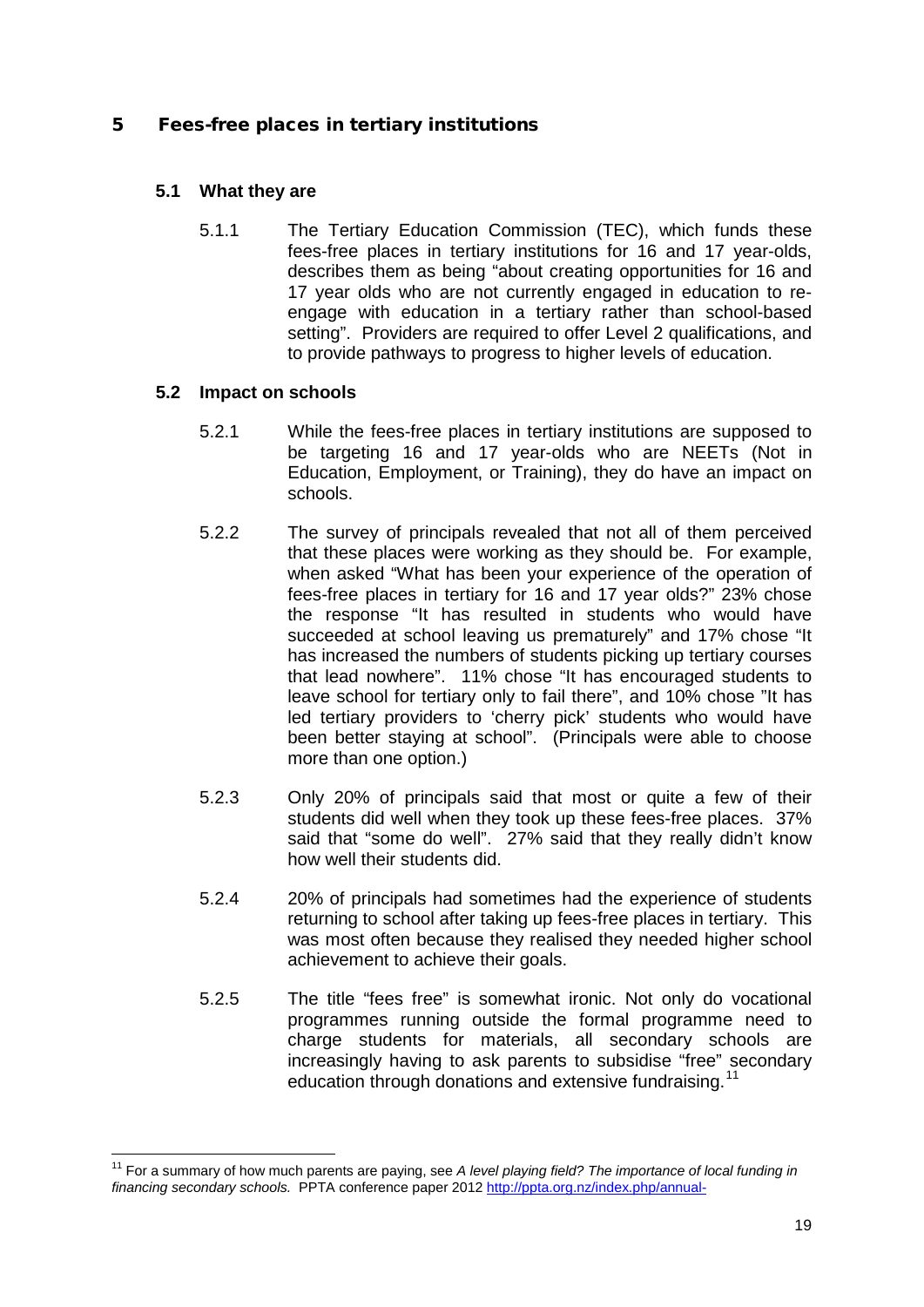# 5 Fees-free places in tertiary institutions

## 5.1 What they are

5.1.1 The Tertiary Education Commission (TEC), which funds these fees-free places in tertiary institutions for 16 and 17 year-olds, describes them as being "about creating opportunities for 16 and 17 year olds who are not currently engaged in education to re-engage with education in a tertiary rather than school-based setting". Providers are required to offer Level 2 qualifications, and to provide pathways to progress to higher levels of education.

## 5.2 Impact on schools

5.2.1 While the fees-free places in tertiary institutions are supposed to be targeting 16 and 17 year-olds who are NEETs (Not in Education, Employment, or Training), they do have an impact on schools.

5.2.2 The survey of principals revealed that not all of them perceived that these places were working as they should be. For example, when asked "What has been your experience of the operation of fees-free places in tertiary for 16 and 17 year olds?" 23% chose the response "It has resulted in students who would have succeeded at school leaving us prematurely" and 17% chose "It has increased the numbers of students picking up tertiary courses that lead nowhere". 11% chose "It has encouraged students to leave school for tertiary only to fail there", and 10% chose "It has led tertiary providers to 'cherry pick' students who would have been better staying at school". (Principals were able to choose more than one option.)

5.2.3 Only 20% of principals said that most or quite a few of their students did well when they took up these fees-free places. 37% said that "some do well". 27% said that they really didn't know how well their students did.

5.2.4 20% of principals had sometimes had the experience of students returning to school after taking up fees-free places in tertiary. This was most often because they realised they needed higher school achievement to achieve their goals.

5.2.5 The title "fees free" is somewhat ironic. Not only do vocational programmes running outside the formal programme need to charge students for materials, all secondary schools are increasingly having to ask parents to subsidise "free" secondary education through donations and extensive fundraising.[11]

---

[11] For a summary of how much parents are paying, see *A level playing field? The importance of local funding in financing secondary schools.* PPTA conference paper 2012 http://ppta.org.nz/index.php/annual-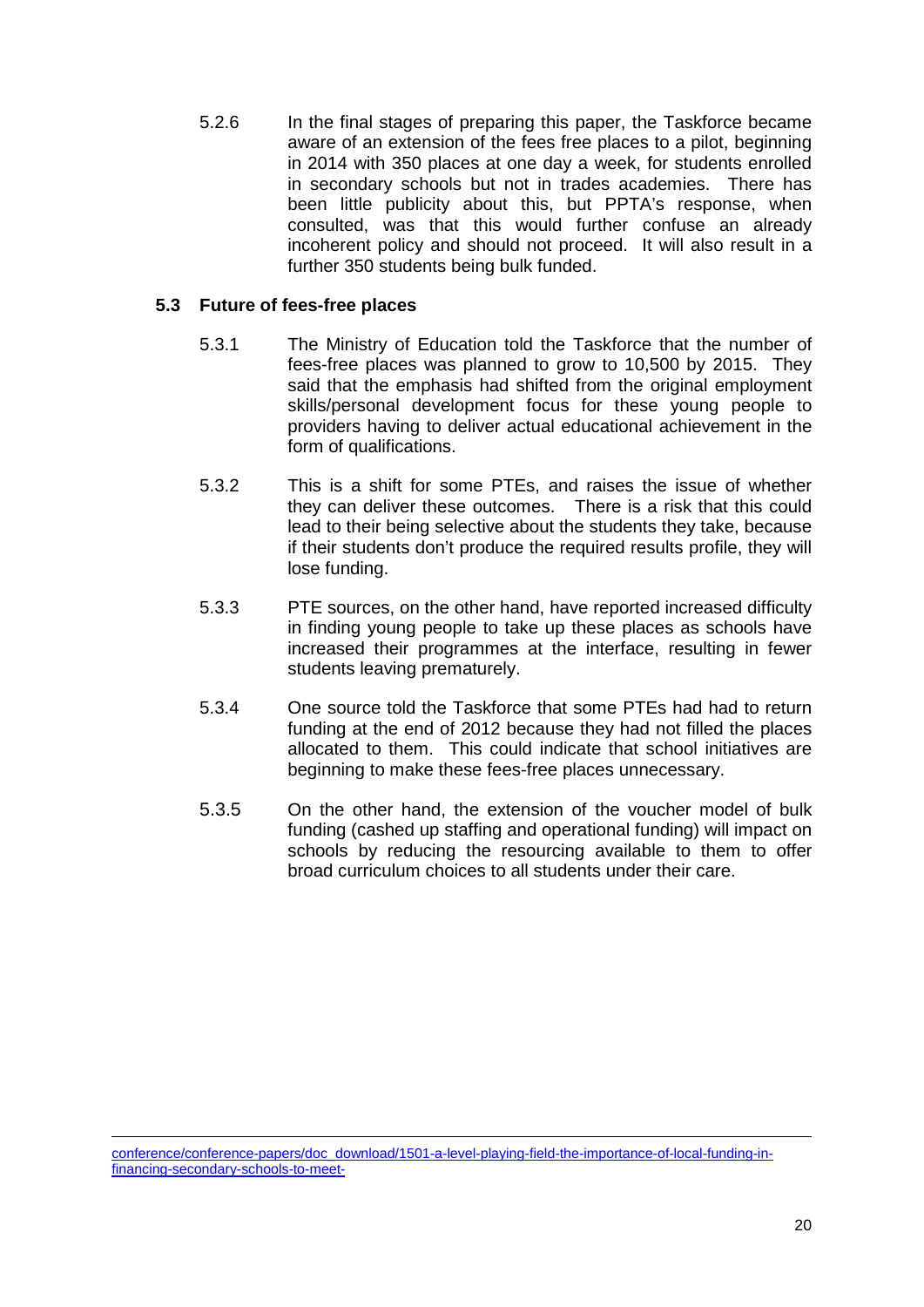5.2.6 In the final stages of preparing this paper, the Taskforce became aware of an extension of the fees free places to a pilot, beginning in 2014 with 350 places at one day a week, for students enrolled in secondary schools but not in trades academies. There has been little publicity about this, but PPTA's response, when consulted, was that this would further confuse an already incoherent policy and should not proceed. It will also result in a further 350 students being bulk funded.

### 5.3 Future of fees-free places

5.3.1 The Ministry of Education told the Taskforce that the number of fees-free places was planned to grow to 10,500 by 2015. They said that the emphasis had shifted from the original employment skills/personal development focus for these young people to providers having to deliver actual educational achievement in the form of qualifications.

5.3.2 This is a shift for some PTEs, and raises the issue of whether they can deliver these outcomes. There is a risk that this could lead to their being selective about the students they take, because if their students don't produce the required results profile, they will lose funding.

5.3.3 PTE sources, on the other hand, have reported increased difficulty in finding young people to take up these places as schools have increased their programmes at the interface, resulting in fewer students leaving prematurely.

5.3.4 One source told the Taskforce that some PTEs had had to return funding at the end of 2012 because they had not filled the places allocated to them. This could indicate that school initiatives are beginning to make these fees-free places unnecessary.

5.3.5 On the other hand, the extension of the voucher model of bulk funding (cashed up staffing and operational funding) will impact on schools by reducing the resourcing available to them to offer broad curriculum choices to all students under their care.

---

conference/conference-papers/doc_download/1501-a-level-playing-field-the-importance-of-local-funding-in-financing-secondary-schools-to-meet-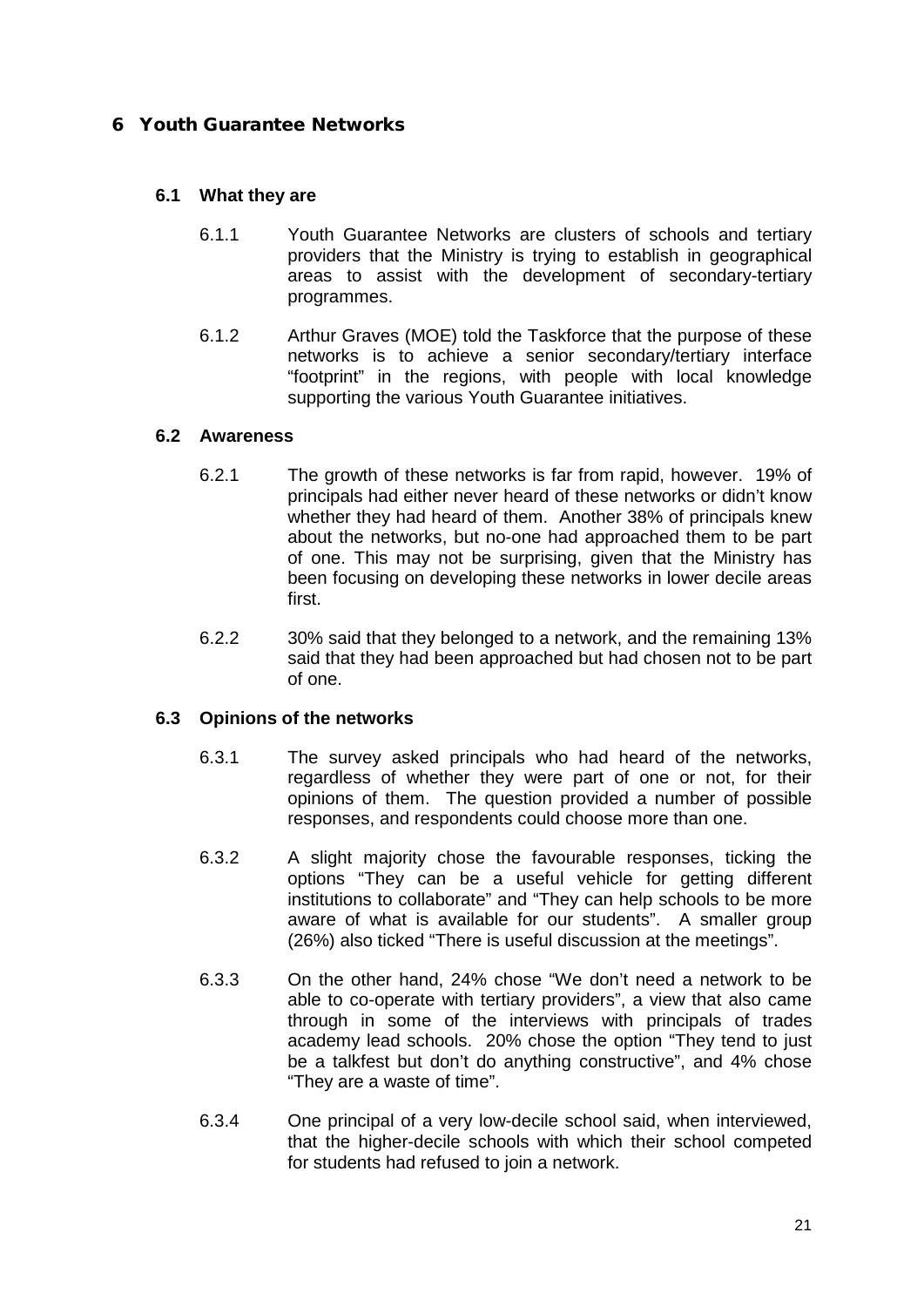# 6 Youth Guarantee Networks

## 6.1 What they are

6.1.1 Youth Guarantee Networks are clusters of schools and tertiary providers that the Ministry is trying to establish in geographical areas to assist with the development of secondary-tertiary programmes.

6.1.2 Arthur Graves (MOE) told the Taskforce that the purpose of these networks is to achieve a senior secondary/tertiary interface "footprint" in the regions, with people with local knowledge supporting the various Youth Guarantee initiatives.

## 6.2 Awareness

6.2.1 The growth of these networks is far from rapid, however. 19% of principals had either never heard of these networks or didn't know whether they had heard of them. Another 38% of principals knew about the networks, but no-one had approached them to be part of one. This may not be surprising, given that the Ministry has been focusing on developing these networks in lower decile areas first.

6.2.2 30% said that they belonged to a network, and the remaining 13% said that they had been approached but had chosen not to be part of one.

## 6.3 Opinions of the networks

6.3.1 The survey asked principals who had heard of the networks, regardless of whether they were part of one or not, for their opinions of them. The question provided a number of possible responses, and respondents could choose more than one.

6.3.2 A slight majority chose the favourable responses, ticking the options "They can be a useful vehicle for getting different institutions to collaborate" and "They can help schools to be more aware of what is available for our students". A smaller group (26%) also ticked "There is useful discussion at the meetings".

6.3.3 On the other hand, 24% chose "We don't need a network to be able to co-operate with tertiary providers", a view that also came through in some of the interviews with principals of trades academy lead schools. 20% chose the option "They tend to just be a talkfest but don't do anything constructive", and 4% chose "They are a waste of time".

6.3.4 One principal of a very low-decile school said, when interviewed, that the higher-decile schools with which their school competed for students had refused to join a network.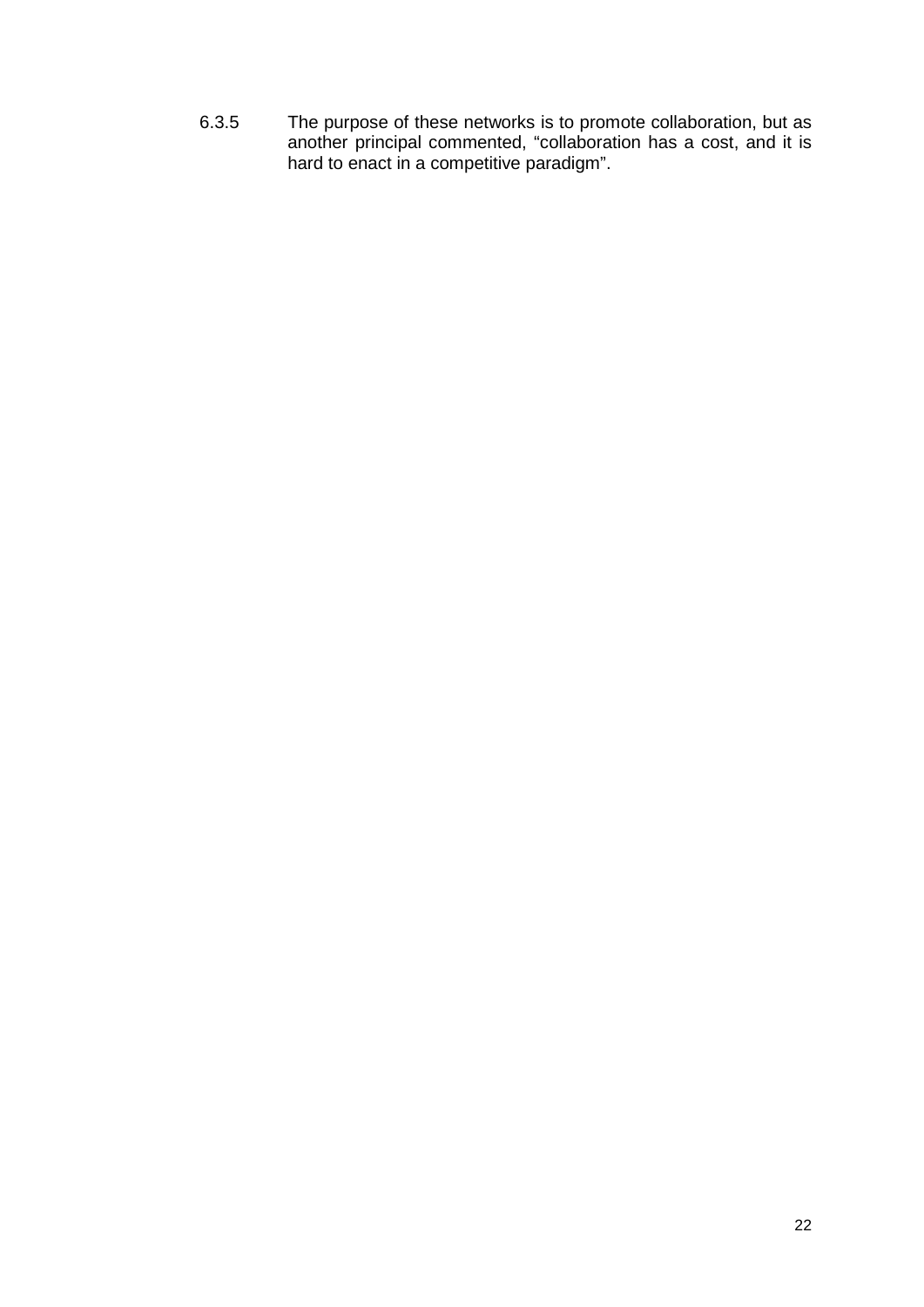6.3.5 The purpose of these networks is to promote collaboration, but as another principal commented, "collaboration has a cost, and it is hard to enact in a competitive paradigm".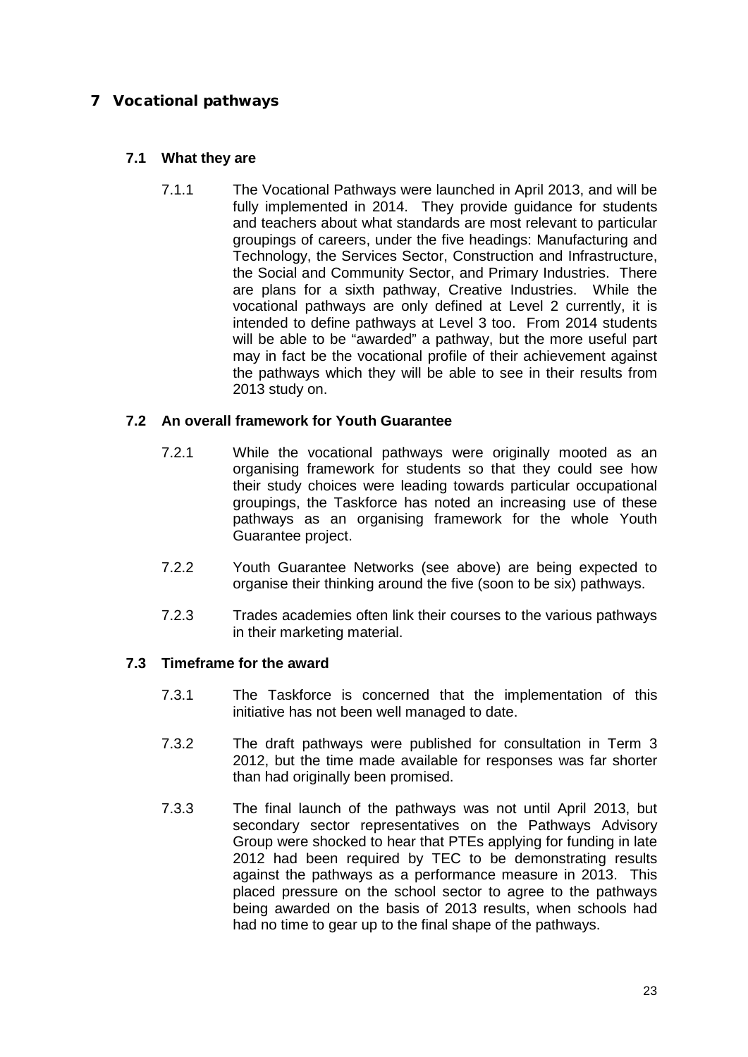# 7 Vocational pathways

## 7.1 What they are

7.1.1 The Vocational Pathways were launched in April 2013, and will be fully implemented in 2014. They provide guidance for students and teachers about what standards are most relevant to particular groupings of careers, under the five headings: Manufacturing and Technology, the Services Sector, Construction and Infrastructure, the Social and Community Sector, and Primary Industries. There are plans for a sixth pathway, Creative Industries. While the vocational pathways are only defined at Level 2 currently, it is intended to define pathways at Level 3 too. From 2014 students will be able to be "awarded" a pathway, but the more useful part may in fact be the vocational profile of their achievement against the pathways which they will be able to see in their results from 2013 study on.

## 7.2 An overall framework for Youth Guarantee

7.2.1 While the vocational pathways were originally mooted as an organising framework for students so that they could see how their study choices were leading towards particular occupational groupings, the Taskforce has noted an increasing use of these pathways as an organising framework for the whole Youth Guarantee project.

7.2.2 Youth Guarantee Networks (see above) are being expected to organise their thinking around the five (soon to be six) pathways.

7.2.3 Trades academies often link their courses to the various pathways in their marketing material.

## 7.3 Timeframe for the award

7.3.1 The Taskforce is concerned that the implementation of this initiative has not been well managed to date.

7.3.2 The draft pathways were published for consultation in Term 3 2012, but the time made available for responses was far shorter than had originally been promised.

7.3.3 The final launch of the pathways was not until April 2013, but secondary sector representatives on the Pathways Advisory Group were shocked to hear that PTEs applying for funding in late 2012 had been required by TEC to be demonstrating results against the pathways as a performance measure in 2013. This placed pressure on the school sector to agree to the pathways being awarded on the basis of 2013 results, when schools had had no time to gear up to the final shape of the pathways.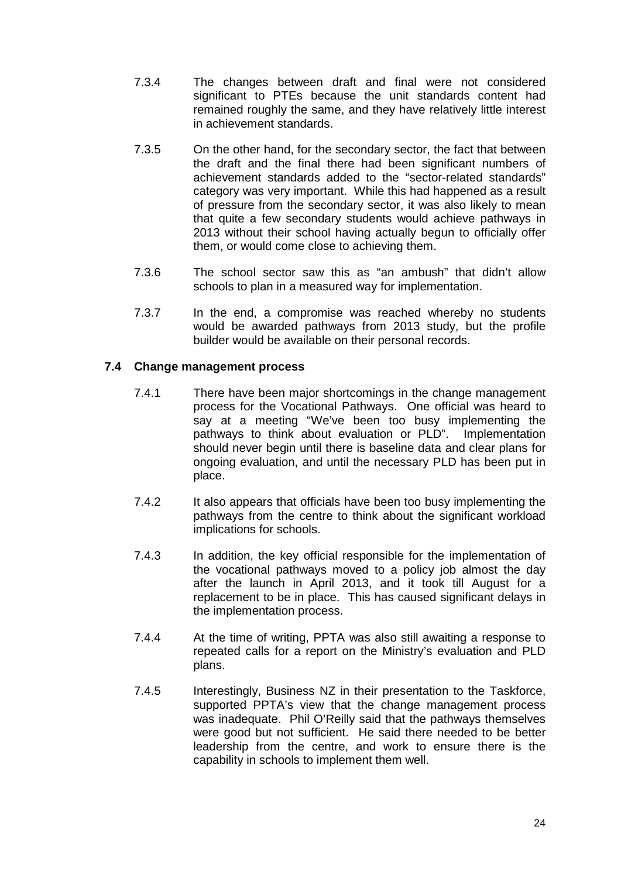7.3.4 The changes between draft and final were not considered significant to PTEs because the unit standards content had remained roughly the same, and they have relatively little interest in achievement standards.

7.3.5 On the other hand, for the secondary sector, the fact that between the draft and the final there had been significant numbers of achievement standards added to the "sector-related standards" category was very important. While this had happened as a result of pressure from the secondary sector, it was also likely to mean that quite a few secondary students would achieve pathways in 2013 without their school having actually begun to officially offer them, or would come close to achieving them.

7.3.6 The school sector saw this as "an ambush" that didn't allow schools to plan in a measured way for implementation.

7.3.7 In the end, a compromise was reached whereby no students would be awarded pathways from 2013 study, but the profile builder would be available on their personal records.

### 7.4 Change management process

7.4.1 There have been major shortcomings in the change management process for the Vocational Pathways. One official was heard to say at a meeting "We've been too busy implementing the pathways to think about evaluation or PLD". Implementation should never begin until there is baseline data and clear plans for ongoing evaluation, and until the necessary PLD has been put in place.

7.4.2 It also appears that officials have been too busy implementing the pathways from the centre to think about the significant workload implications for schools.

7.4.3 In addition, the key official responsible for the implementation of the vocational pathways moved to a policy job almost the day after the launch in April 2013, and it took till August for a replacement to be in place. This has caused significant delays in the implementation process.

7.4.4 At the time of writing, PPTA was also still awaiting a response to repeated calls for a report on the Ministry's evaluation and PLD plans.

7.4.5 Interestingly, Business NZ in their presentation to the Taskforce, supported PPTA's view that the change management process was inadequate. Phil O'Reilly said that the pathways themselves were good but not sufficient. He said there needed to be better leadership from the centre, and work to ensure there is the capability in schools to implement them well.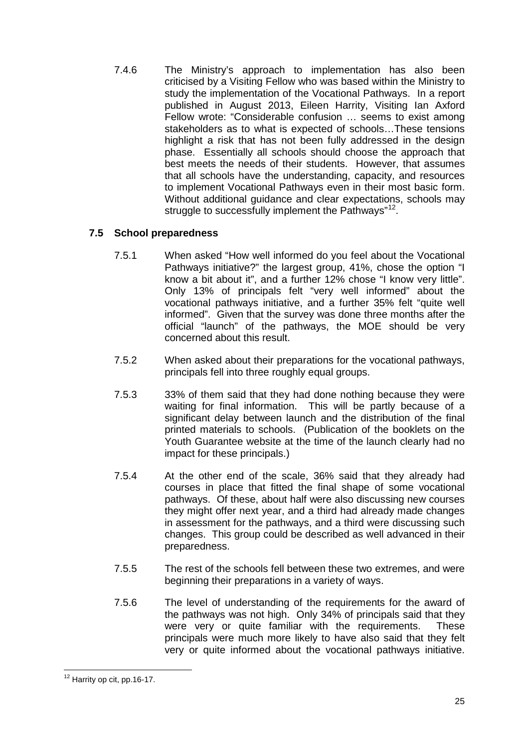7.4.6 The Ministry's approach to implementation has also been criticised by a Visiting Fellow who was based within the Ministry to study the implementation of the Vocational Pathways. In a report published in August 2013, Eileen Harrity, Visiting Ian Axford Fellow wrote: "Considerable confusion … seems to exist among stakeholders as to what is expected of schools…These tensions highlight a risk that has not been fully addressed in the design phase. Essentially all schools should choose the approach that best meets the needs of their students. However, that assumes that all schools have the understanding, capacity, and resources to implement Vocational Pathways even in their most basic form. Without additional guidance and clear expectations, schools may struggle to successfully implement the Pathways"[12].

### 7.5 School preparedness

7.5.1 When asked "How well informed do you feel about the Vocational Pathways initiative?" the largest group, 41%, chose the option "I know a bit about it", and a further 12% chose "I know very little". Only 13% of principals felt "very well informed" about the vocational pathways initiative, and a further 35% felt "quite well informed". Given that the survey was done three months after the official "launch" of the pathways, the MOE should be very concerned about this result.

7.5.2 When asked about their preparations for the vocational pathways, principals fell into three roughly equal groups.

7.5.3 33% of them said that they had done nothing because they were waiting for final information. This will be partly because of a significant delay between launch and the distribution of the final printed materials to schools. (Publication of the booklets on the Youth Guarantee website at the time of the launch clearly had no impact for these principals.)

7.5.4 At the other end of the scale, 36% said that they already had courses in place that fitted the final shape of some vocational pathways. Of these, about half were also discussing new courses they might offer next year, and a third had already made changes in assessment for the pathways, and a third were discussing such changes. This group could be described as well advanced in their preparedness.

7.5.5 The rest of the schools fell between these two extremes, and were beginning their preparations in a variety of ways.

7.5.6 The level of understanding of the requirements for the award of the pathways was not high. Only 34% of principals said that they were very or quite familiar with the requirements. These principals were much more likely to have also said that they felt very or quite informed about the vocational pathways initiative.

[12] Harrity op cit, pp.16-17.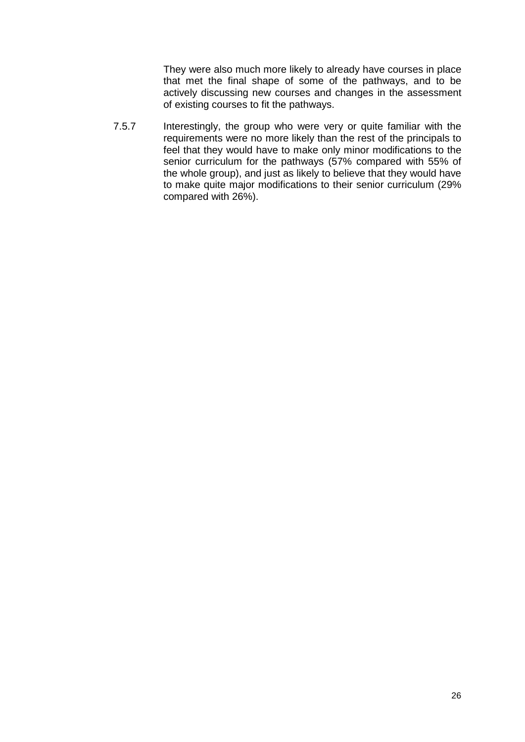They were also much more likely to already have courses in place that met the final shape of some of the pathways, and to be actively discussing new courses and changes in the assessment of existing courses to fit the pathways.

7.5.7 Interestingly, the group who were very or quite familiar with the requirements were no more likely than the rest of the principals to feel that they would have to make only minor modifications to the senior curriculum for the pathways (57% compared with 55% of the whole group), and just as likely to believe that they would have to make quite major modifications to their senior curriculum (29% compared with 26%).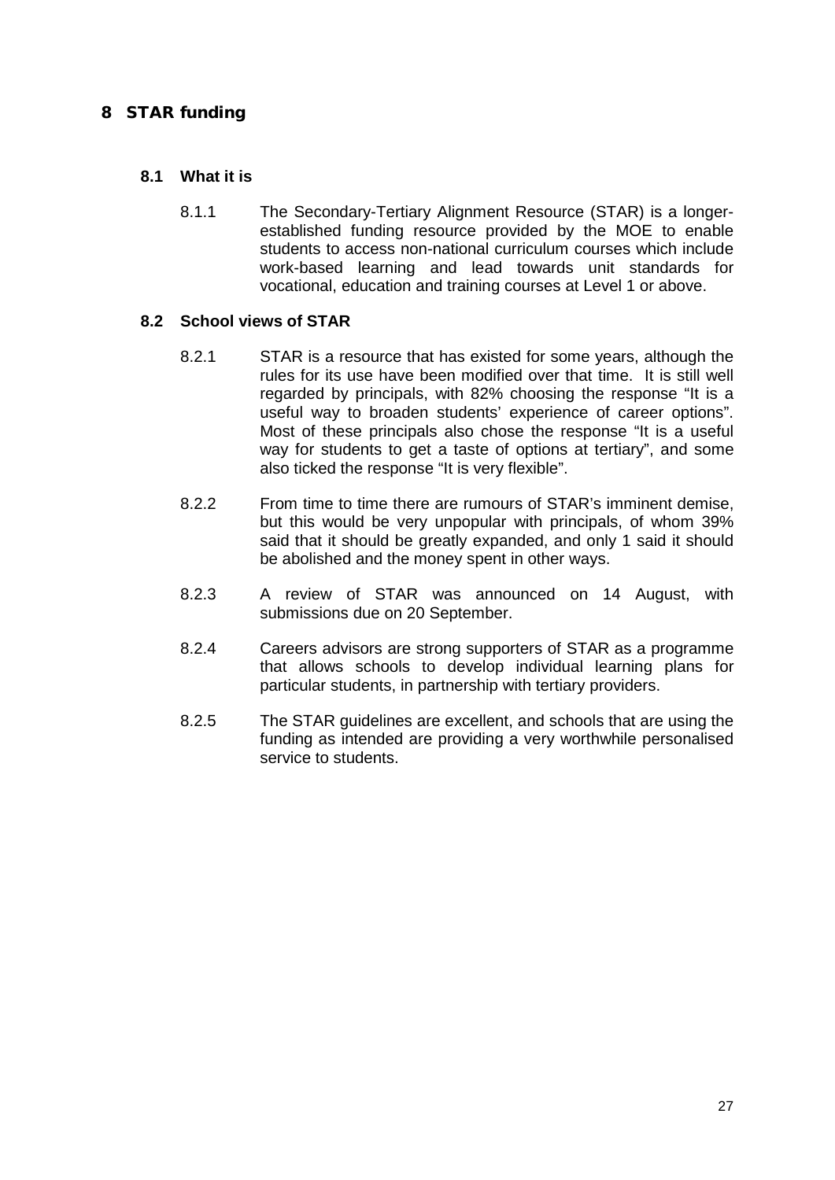# 8 STAR funding

## 8.1 What it is

8.1.1 The Secondary-Tertiary Alignment Resource (STAR) is a longer-established funding resource provided by the MOE to enable students to access non-national curriculum courses which include work-based learning and lead towards unit standards for vocational, education and training courses at Level 1 or above.

## 8.2 School views of STAR

8.2.1 STAR is a resource that has existed for some years, although the rules for its use have been modified over that time. It is still well regarded by principals, with 82% choosing the response "It is a useful way to broaden students' experience of career options". Most of these principals also chose the response "It is a useful way for students to get a taste of options at tertiary", and some also ticked the response "It is very flexible".

8.2.2 From time to time there are rumours of STAR's imminent demise, but this would be very unpopular with principals, of whom 39% said that it should be greatly expanded, and only 1 said it should be abolished and the money spent in other ways.

8.2.3 A review of STAR was announced on 14 August, with submissions due on 20 September.

8.2.4 Careers advisors are strong supporters of STAR as a programme that allows schools to develop individual learning plans for particular students, in partnership with tertiary providers.

8.2.5 The STAR guidelines are excellent, and schools that are using the funding as intended are providing a very worthwhile personalised service to students.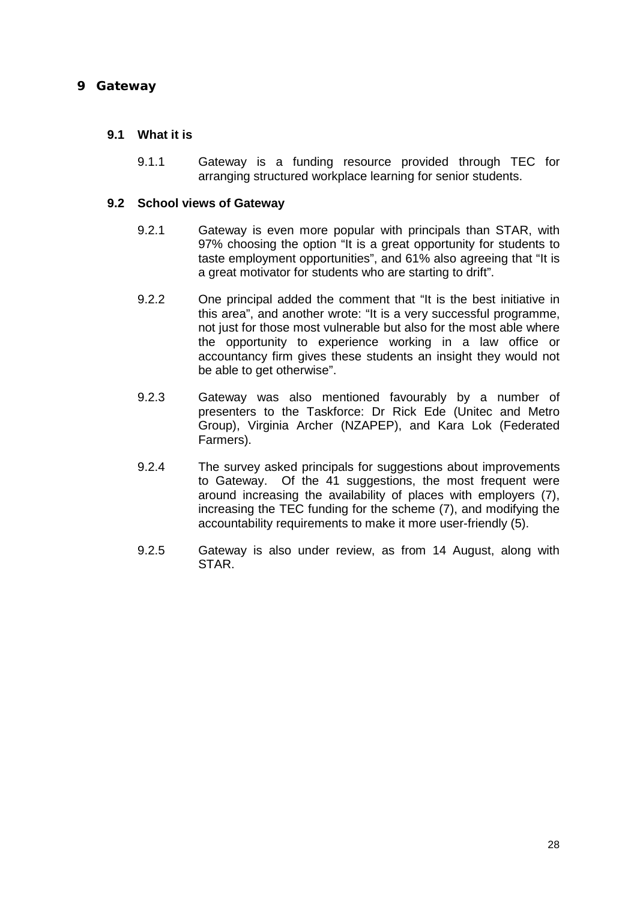# 9 Gateway

## 9.1 What it is

9.1.1 Gateway is a funding resource provided through TEC for arranging structured workplace learning for senior students.

## 9.2 School views of Gateway

9.2.1 Gateway is even more popular with principals than STAR, with 97% choosing the option "It is a great opportunity for students to taste employment opportunities", and 61% also agreeing that "It is a great motivator for students who are starting to drift".

9.2.2 One principal added the comment that "It is the best initiative in this area", and another wrote: "It is a very successful programme, not just for those most vulnerable but also for the most able where the opportunity to experience working in a law office or accountancy firm gives these students an insight they would not be able to get otherwise".

9.2.3 Gateway was also mentioned favourably by a number of presenters to the Taskforce: Dr Rick Ede (Unitec and Metro Group), Virginia Archer (NZAPEP), and Kara Lok (Federated Farmers).

9.2.4 The survey asked principals for suggestions about improvements to Gateway. Of the 41 suggestions, the most frequent were around increasing the availability of places with employers (7), increasing the TEC funding for the scheme (7), and modifying the accountability requirements to make it more user-friendly (5).

9.2.5 Gateway is also under review, as from 14 August, along with STAR.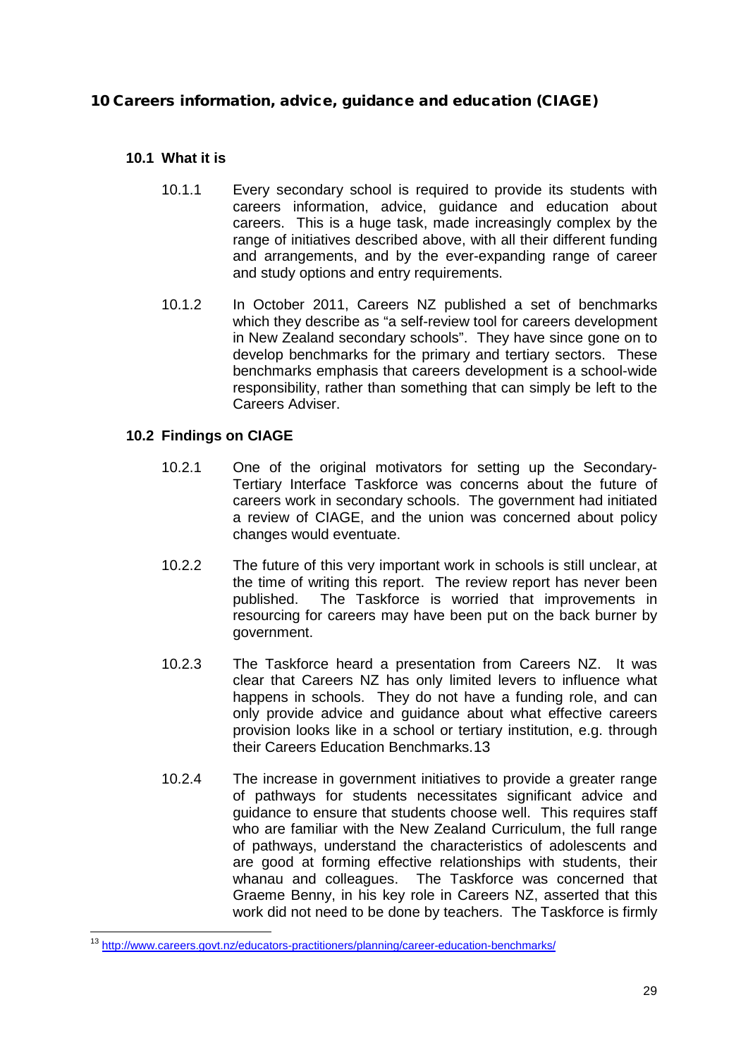# 10 Careers information, advice, guidance and education (CIAGE)

## 10.1 What it is

10.1.1 Every secondary school is required to provide its students with careers information, advice, guidance and education about careers. This is a huge task, made increasingly complex by the range of initiatives described above, with all their different funding and arrangements, and by the ever-expanding range of career and study options and entry requirements.

10.1.2 In October 2011, Careers NZ published a set of benchmarks which they describe as "a self-review tool for careers development in New Zealand secondary schools". They have since gone on to develop benchmarks for the primary and tertiary sectors. These benchmarks emphasis that careers development is a school-wide responsibility, rather than something that can simply be left to the Careers Adviser.

## 10.2 Findings on CIAGE

10.2.1 One of the original motivators for setting up the Secondary-Tertiary Interface Taskforce was concerns about the future of careers work in secondary schools. The government had initiated a review of CIAGE, and the union was concerned about policy changes would eventuate.

10.2.2 The future of this very important work in schools is still unclear, at the time of writing this report. The review report has never been published. The Taskforce is worried that improvements in resourcing for careers may have been put on the back burner by government.

10.2.3 The Taskforce heard a presentation from Careers NZ. It was clear that Careers NZ has only limited levers to influence what happens in schools. They do not have a funding role, and can only provide advice and guidance about what effective careers provision looks like in a school or tertiary institution, e.g. through their Careers Education Benchmarks.[13]

10.2.4 The increase in government initiatives to provide a greater range of pathways for students necessitates significant advice and guidance to ensure that students choose well. This requires staff who are familiar with the New Zealand Curriculum, the full range of pathways, understand the characteristics of adolescents and are good at forming effective relationships with students, their whanau and colleagues. The Taskforce was concerned that Graeme Benny, in his key role in Careers NZ, asserted that this work did not need to be done by teachers. The Taskforce is firmly

---

[13] http://www.careers.govt.nz/educators-practitioners/planning/career-education-benchmarks/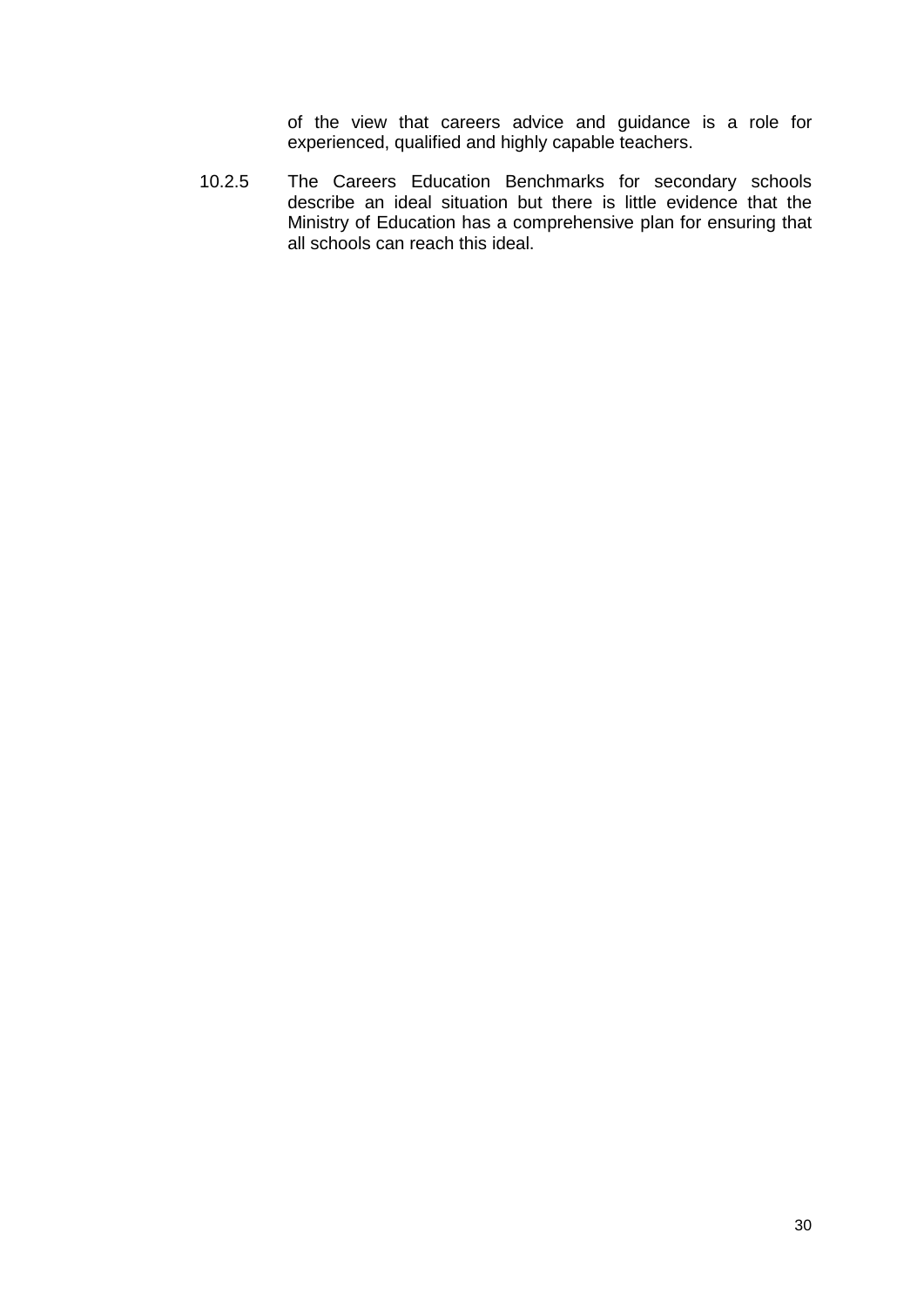of the view that careers advice and guidance is a role for experienced, qualified and highly capable teachers.

10.2.5 The Careers Education Benchmarks for secondary schools describe an ideal situation but there is little evidence that the Ministry of Education has a comprehensive plan for ensuring that all schools can reach this ideal.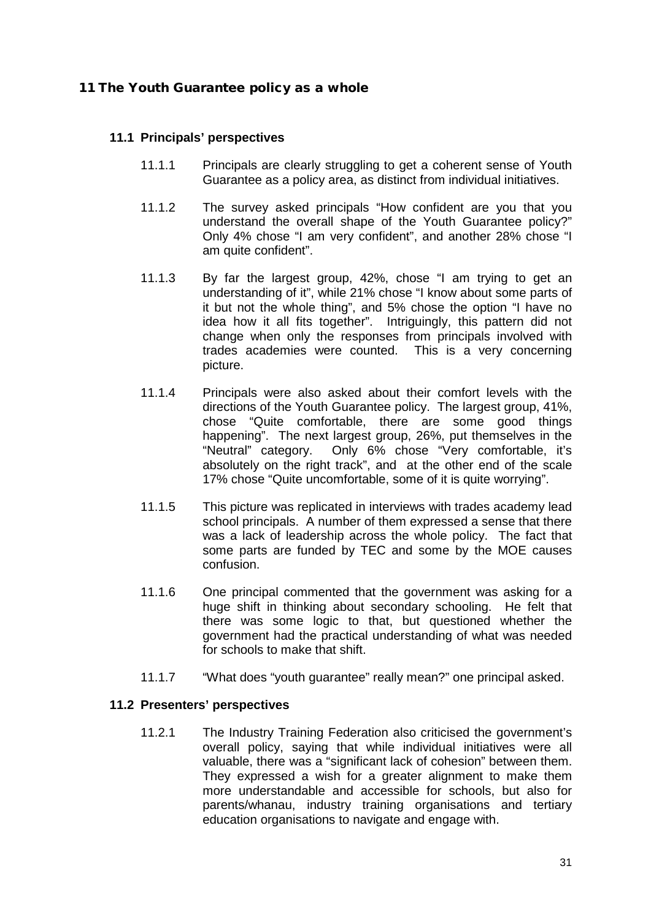# 11 The Youth Guarantee policy as a whole

## 11.1 Principals' perspectives

11.1.1 Principals are clearly struggling to get a coherent sense of Youth Guarantee as a policy area, as distinct from individual initiatives.

11.1.2 The survey asked principals "How confident are you that you understand the overall shape of the Youth Guarantee policy?" Only 4% chose "I am very confident", and another 28% chose "I am quite confident".

11.1.3 By far the largest group, 42%, chose "I am trying to get an understanding of it", while 21% chose "I know about some parts of it but not the whole thing", and 5% chose the option "I have no idea how it all fits together". Intriguingly, this pattern did not change when only the responses from principals involved with trades academies were counted. This is a very concerning picture.

11.1.4 Principals were also asked about their comfort levels with the directions of the Youth Guarantee policy. The largest group, 41%, chose "Quite comfortable, there are some good things happening". The next largest group, 26%, put themselves in the "Neutral" category. Only 6% chose "Very comfortable, it's absolutely on the right track", and at the other end of the scale 17% chose "Quite uncomfortable, some of it is quite worrying".

11.1.5 This picture was replicated in interviews with trades academy lead school principals. A number of them expressed a sense that there was a lack of leadership across the whole policy. The fact that some parts are funded by TEC and some by the MOE causes confusion.

11.1.6 One principal commented that the government was asking for a huge shift in thinking about secondary schooling. He felt that there was some logic to that, but questioned whether the government had the practical understanding of what was needed for schools to make that shift.

11.1.7 "What does "youth guarantee" really mean?" one principal asked.

## 11.2 Presenters' perspectives

11.2.1 The Industry Training Federation also criticised the government's overall policy, saying that while individual initiatives were all valuable, there was a "significant lack of cohesion" between them. They expressed a wish for a greater alignment to make them more understandable and accessible for schools, but also for parents/whanau, industry training organisations and tertiary education organisations to navigate and engage with.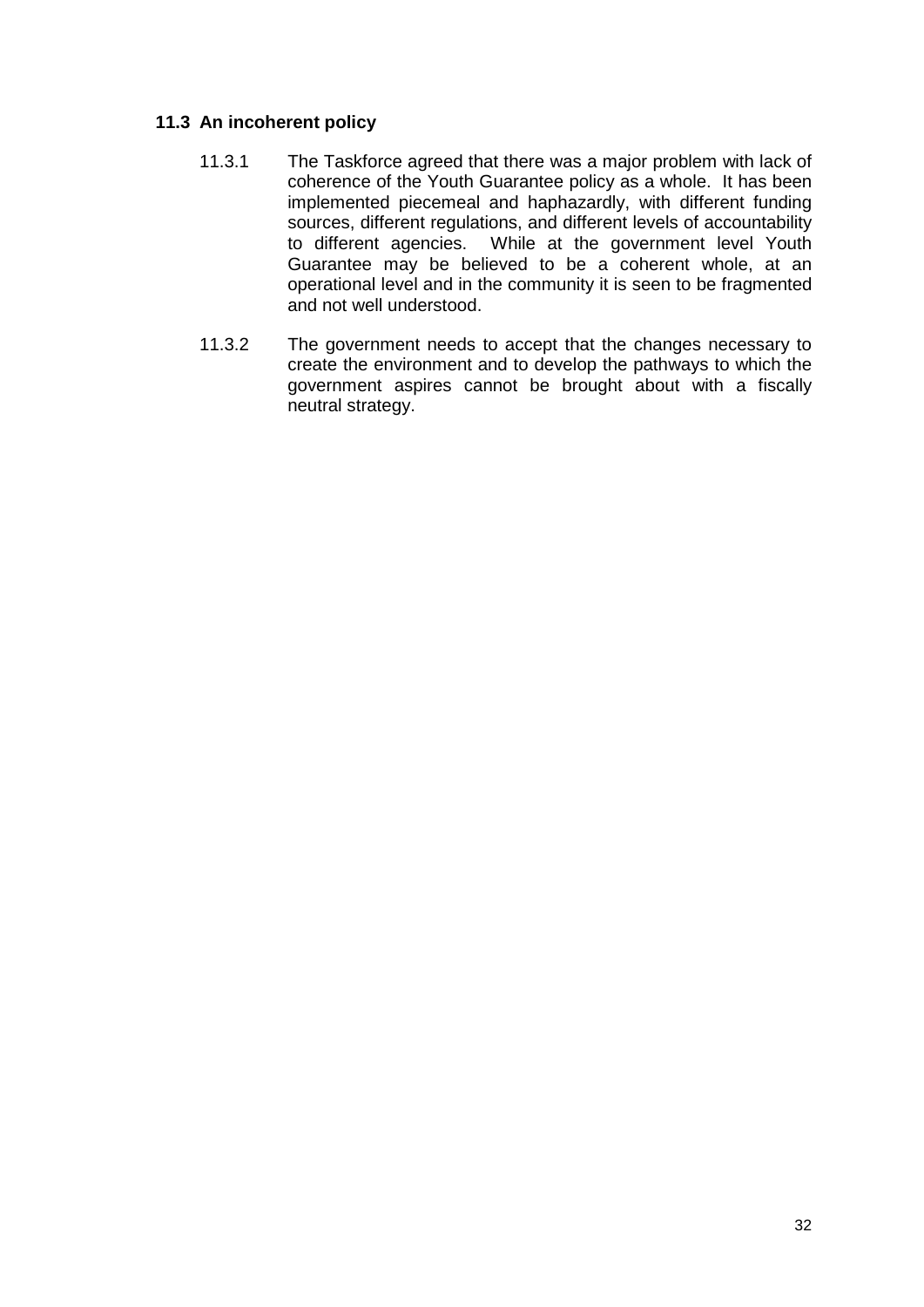### 11.3 An incoherent policy

11.3.1 The Taskforce agreed that there was a major problem with lack of coherence of the Youth Guarantee policy as a whole. It has been implemented piecemeal and haphazardly, with different funding sources, different regulations, and different levels of accountability to different agencies. While at the government level Youth Guarantee may be believed to be a coherent whole, at an operational level and in the community it is seen to be fragmented and not well understood.

11.3.2 The government needs to accept that the changes necessary to create the environment and to develop the pathways to which the government aspires cannot be brought about with a fiscally neutral strategy.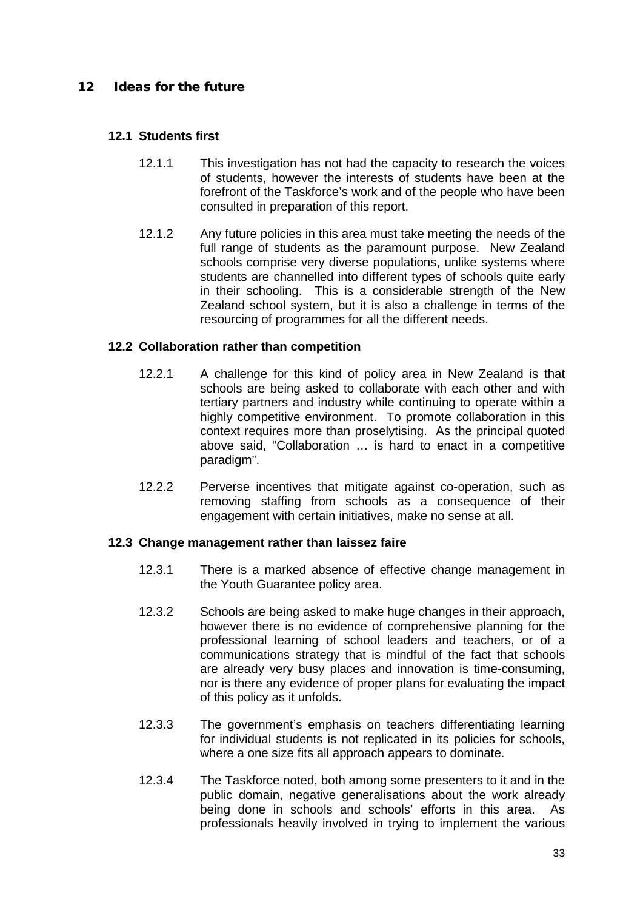# 12 Ideas for the future

## 12.1 Students first

12.1.1 This investigation has not had the capacity to research the voices of students, however the interests of students have been at the forefront of the Taskforce's work and of the people who have been consulted in preparation of this report.

12.1.2 Any future policies in this area must take meeting the needs of the full range of students as the paramount purpose. New Zealand schools comprise very diverse populations, unlike systems where students are channelled into different types of schools quite early in their schooling. This is a considerable strength of the New Zealand school system, but it is also a challenge in terms of the resourcing of programmes for all the different needs.

## 12.2 Collaboration rather than competition

12.2.1 A challenge for this kind of policy area in New Zealand is that schools are being asked to collaborate with each other and with tertiary partners and industry while continuing to operate within a highly competitive environment. To promote collaboration in this context requires more than proselytising. As the principal quoted above said, "Collaboration … is hard to enact in a competitive paradigm".

12.2.2 Perverse incentives that mitigate against co-operation, such as removing staffing from schools as a consequence of their engagement with certain initiatives, make no sense at all.

## 12.3 Change management rather than laissez faire

12.3.1 There is a marked absence of effective change management in the Youth Guarantee policy area.

12.3.2 Schools are being asked to make huge changes in their approach, however there is no evidence of comprehensive planning for the professional learning of school leaders and teachers, or of a communications strategy that is mindful of the fact that schools are already very busy places and innovation is time-consuming, nor is there any evidence of proper plans for evaluating the impact of this policy as it unfolds.

12.3.3 The government's emphasis on teachers differentiating learning for individual students is not replicated in its policies for schools, where a one size fits all approach appears to dominate.

12.3.4 The Taskforce noted, both among some presenters to it and in the public domain, negative generalisations about the work already being done in schools and schools' efforts in this area. As professionals heavily involved in trying to implement the various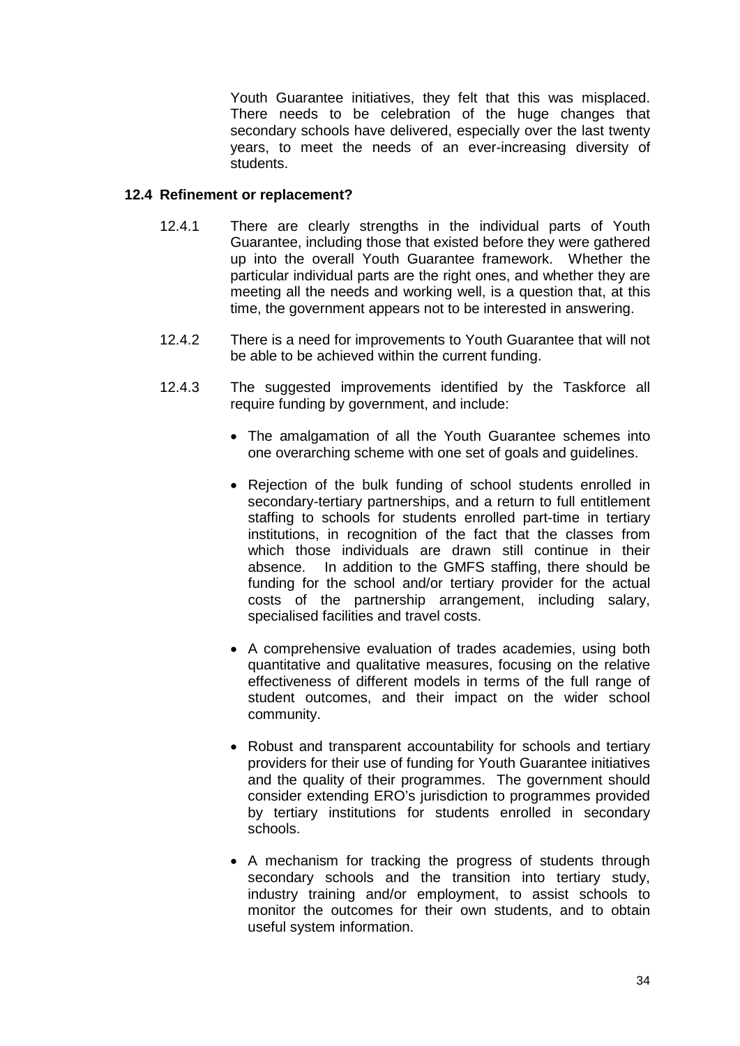Youth Guarantee initiatives, they felt that this was misplaced. There needs to be celebration of the huge changes that secondary schools have delivered, especially over the last twenty years, to meet the needs of an ever-increasing diversity of students.

### 12.4 Refinement or replacement?

12.4.1 There are clearly strengths in the individual parts of Youth Guarantee, including those that existed before they were gathered up into the overall Youth Guarantee framework. Whether the particular individual parts are the right ones, and whether they are meeting all the needs and working well, is a question that, at this time, the government appears not to be interested in answering.

12.4.2 There is a need for improvements to Youth Guarantee that will not be able to be achieved within the current funding.

12.4.3 The suggested improvements identified by the Taskforce all require funding by government, and include:

- The amalgamation of all the Youth Guarantee schemes into one overarching scheme with one set of goals and guidelines.
- Rejection of the bulk funding of school students enrolled in secondary-tertiary partnerships, and a return to full entitlement staffing to schools for students enrolled part-time in tertiary institutions, in recognition of the fact that the classes from which those individuals are drawn still continue in their absence. In addition to the GMFS staffing, there should be funding for the school and/or tertiary provider for the actual costs of the partnership arrangement, including salary, specialised facilities and travel costs.
- A comprehensive evaluation of trades academies, using both quantitative and qualitative measures, focusing on the relative effectiveness of different models in terms of the full range of student outcomes, and their impact on the wider school community.
- Robust and transparent accountability for schools and tertiary providers for their use of funding for Youth Guarantee initiatives and the quality of their programmes. The government should consider extending ERO's jurisdiction to programmes provided by tertiary institutions for students enrolled in secondary schools.
- A mechanism for tracking the progress of students through secondary schools and the transition into tertiary study, industry training and/or employment, to assist schools to monitor the outcomes for their own students, and to obtain useful system information.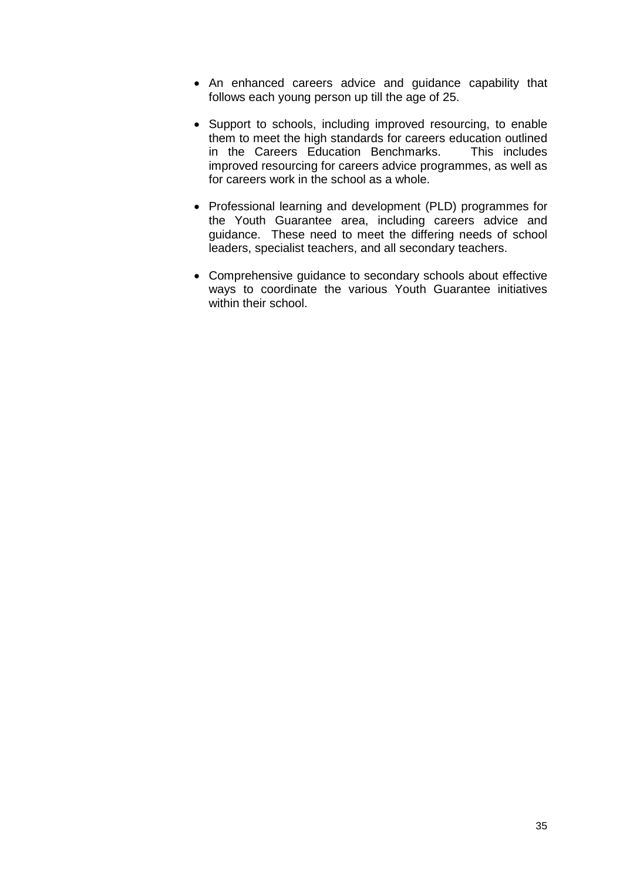- An enhanced careers advice and guidance capability that follows each young person up till the age of 25.

- Support to schools, including improved resourcing, to enable them to meet the high standards for careers education outlined in the Careers Education Benchmarks. This includes improved resourcing for careers advice programmes, as well as for careers work in the school as a whole.

- Professional learning and development (PLD) programmes for the Youth Guarantee area, including careers advice and guidance. These need to meet the differing needs of school leaders, specialist teachers, and all secondary teachers.

- Comprehensive guidance to secondary schools about effective ways to coordinate the various Youth Guarantee initiatives within their school.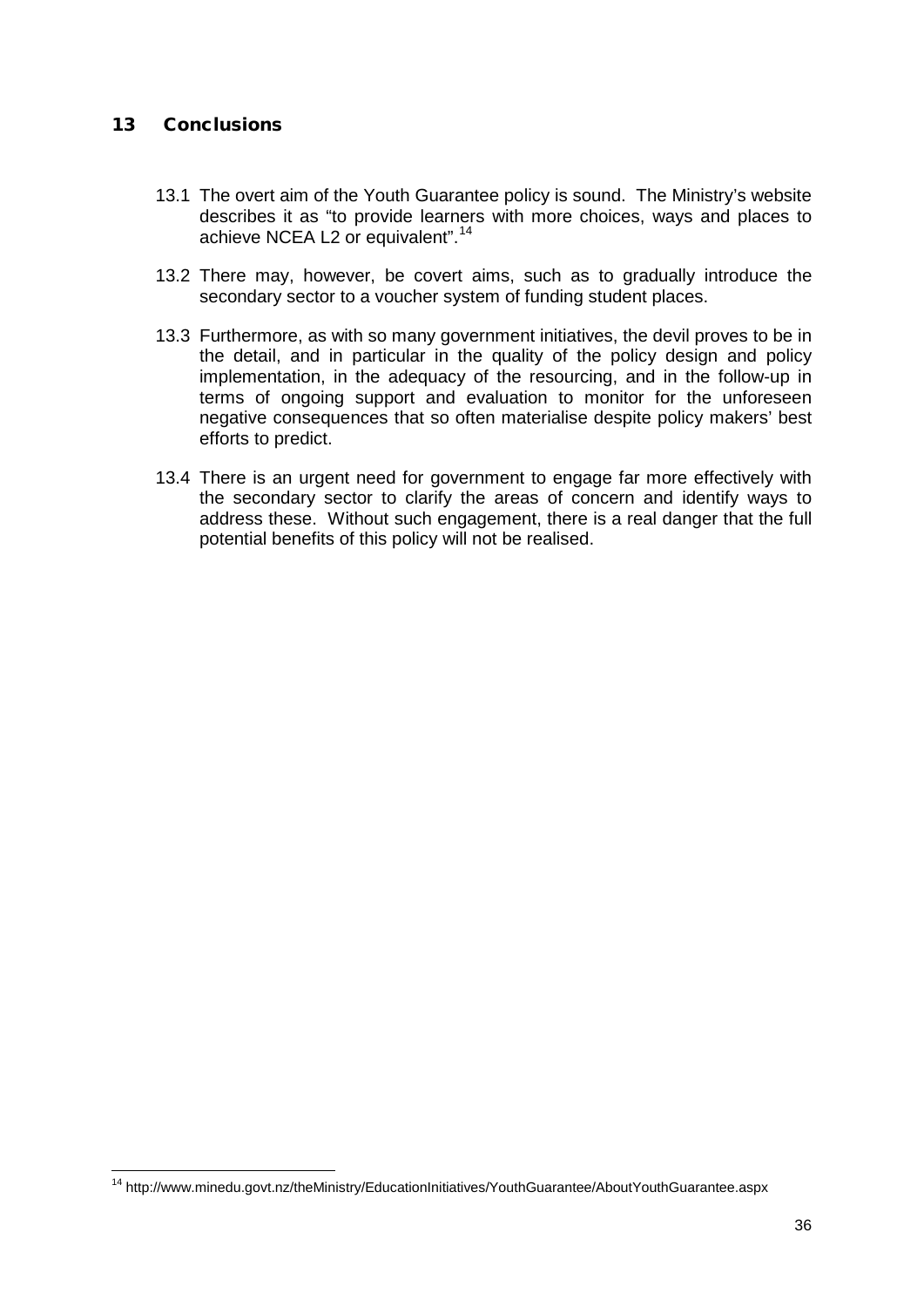## 13 Conclusions

13.1 The overt aim of the Youth Guarantee policy is sound. The Ministry's website describes it as "to provide learners with more choices, ways and places to achieve NCEA L2 or equivalent".[14]

13.2 There may, however, be covert aims, such as to gradually introduce the secondary sector to a voucher system of funding student places.

13.3 Furthermore, as with so many government initiatives, the devil proves to be in the detail, and in particular in the quality of the policy design and policy implementation, in the adequacy of the resourcing, and in the follow-up in terms of ongoing support and evaluation to monitor for the unforeseen negative consequences that so often materialise despite policy makers' best efforts to predict.

13.4 There is an urgent need for government to engage far more effectively with the secondary sector to clarify the areas of concern and identify ways to address these. Without such engagement, there is a real danger that the full potential benefits of this policy will not be realised.

---

[14] http://www.minedu.govt.nz/theMinistry/EducationInitiatives/YouthGuarantee/AboutYouthGuarantee.aspx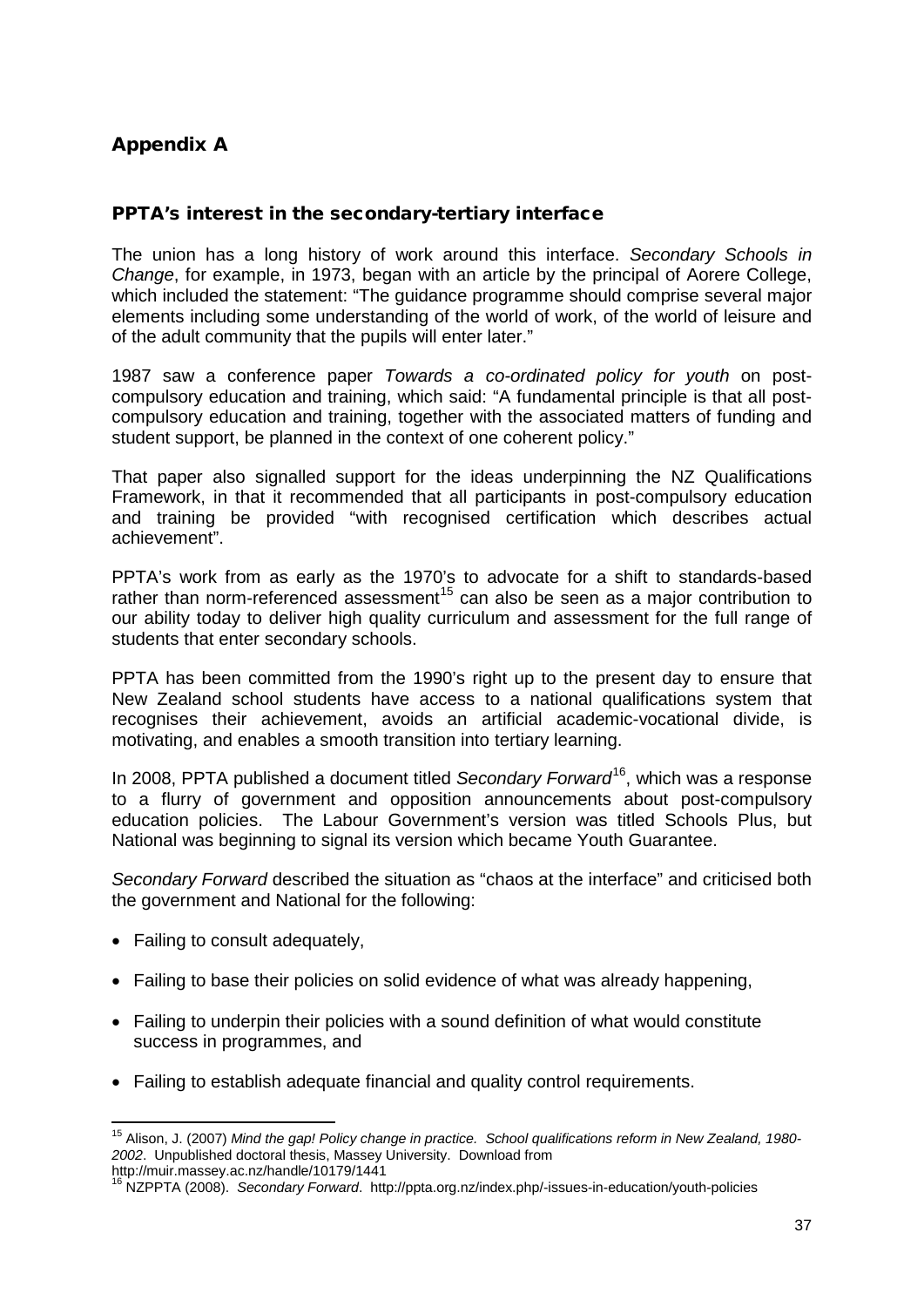## Appendix A

### PPTA's interest in the secondary-tertiary interface

The union has a long history of work around this interface. *Secondary Schools in Change*, for example, in 1973, began with an article by the principal of Aorere College, which included the statement: "The guidance programme should comprise several major elements including some understanding of the world of work, of the world of leisure and of the adult community that the pupils will enter later."

1987 saw a conference paper *Towards a co-ordinated policy for youth* on post-compulsory education and training, which said: "A fundamental principle is that all post-compulsory education and training, together with the associated matters of funding and student support, be planned in the context of one coherent policy."

That paper also signalled support for the ideas underpinning the NZ Qualifications Framework, in that it recommended that all participants in post-compulsory education and training be provided "with recognised certification which describes actual achievement".

PPTA's work from as early as the 1970's to advocate for a shift to standards-based rather than norm-referenced assessment[15] can also be seen as a major contribution to our ability today to deliver high quality curriculum and assessment for the full range of students that enter secondary schools.

PPTA has been committed from the 1990's right up to the present day to ensure that New Zealand school students have access to a national qualifications system that recognises their achievement, avoids an artificial academic-vocational divide, is motivating, and enables a smooth transition into tertiary learning.

In 2008, PPTA published a document titled *Secondary Forward*[16], which was a response to a flurry of government and opposition announcements about post-compulsory education policies. The Labour Government's version was titled Schools Plus, but National was beginning to signal its version which became Youth Guarantee.

*Secondary Forward* described the situation as "chaos at the interface" and criticised both the government and National for the following:

- Failing to consult adequately,
- Failing to base their policies on solid evidence of what was already happening,
- Failing to underpin their policies with a sound definition of what would constitute success in programmes, and
- Failing to establish adequate financial and quality control requirements.

---

[15] Alison, J. (2007) *Mind the gap! Policy change in practice. School qualifications reform in New Zealand, 1980-2002*. Unpublished doctoral thesis, Massey University. Download from http://muir.massey.ac.nz/handle/10179/1441

[16] NZPPTA (2008). *Secondary Forward*. http://ppta.org.nz/index.php/-issues-in-education/youth-policies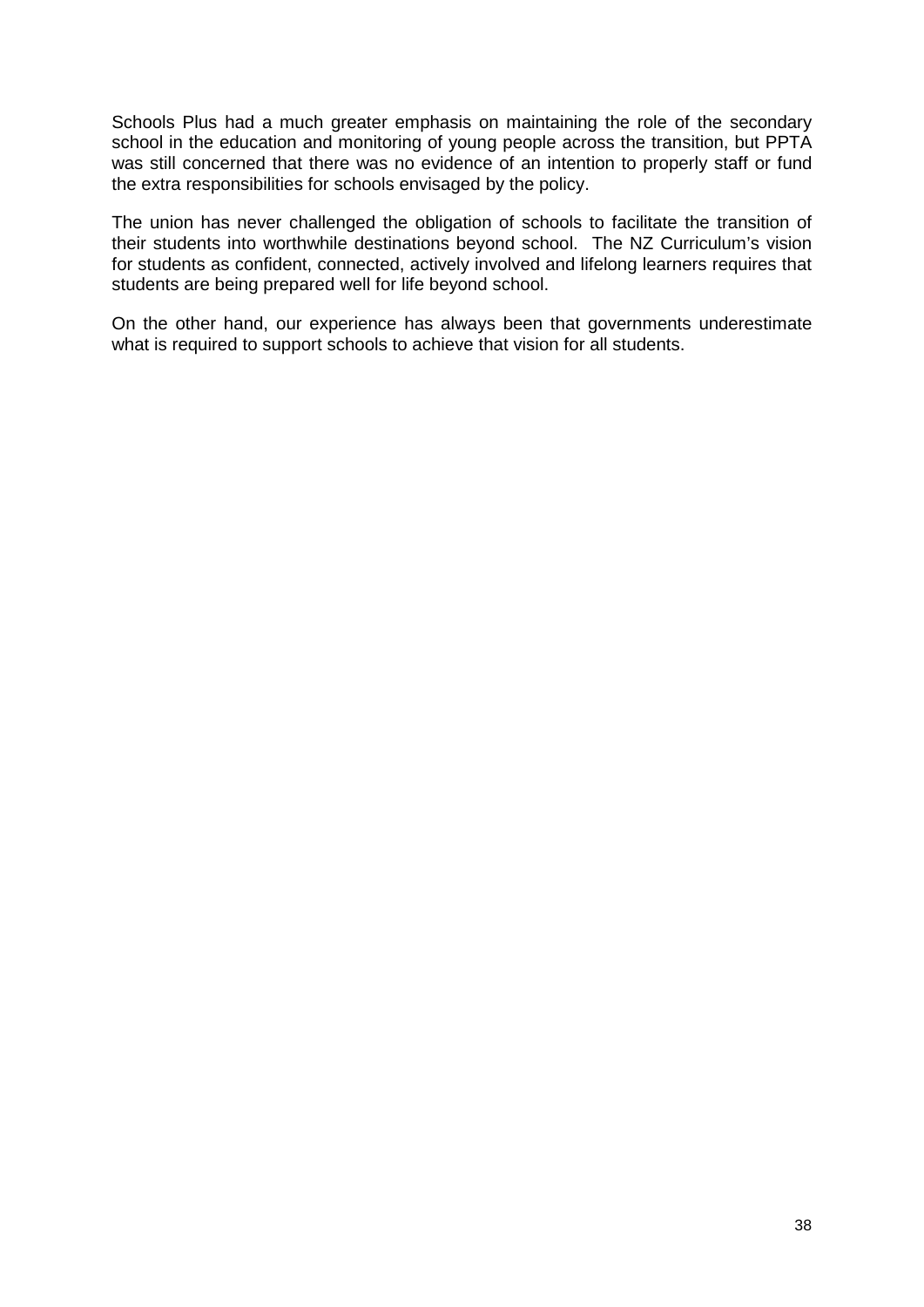Schools Plus had a much greater emphasis on maintaining the role of the secondary school in the education and monitoring of young people across the transition, but PPTA was still concerned that there was no evidence of an intention to properly staff or fund the extra responsibilities for schools envisaged by the policy.

The union has never challenged the obligation of schools to facilitate the transition of their students into worthwhile destinations beyond school. The NZ Curriculum's vision for students as confident, connected, actively involved and lifelong learners requires that students are being prepared well for life beyond school.

On the other hand, our experience has always been that governments underestimate what is required to support schools to achieve that vision for all students.